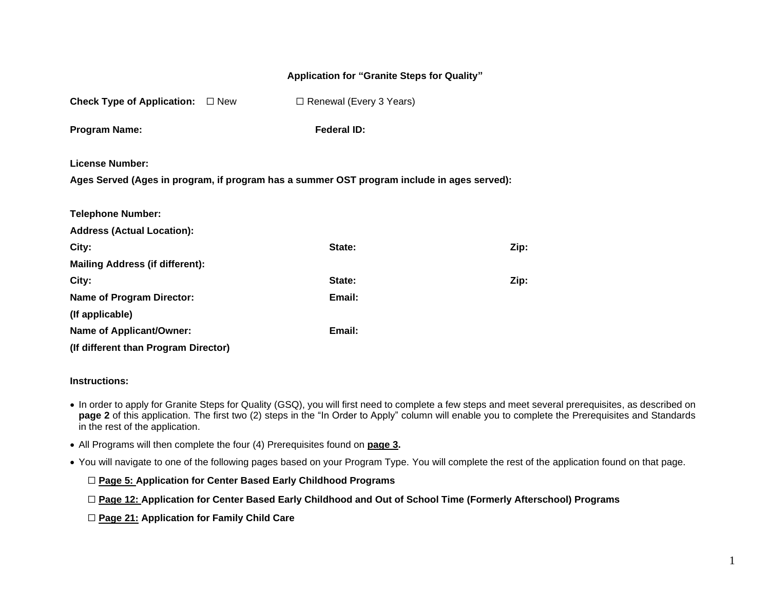## Application for "Granite Steps for Quality"

**Check Type of Application:** ☐ New ☐ Renewal (Every 3 Years)

**Program Name:** **Federal ID:**

**License Number:**

**Ages Served (Ages in program, if program has a summer OST program include in ages served):**

**Telephone Number:**

**Address (Actual Location):**

**City:** **State:** **Zip:**

**Mailing Address (if different):**

**City:** **State:** **Zip:**

**Name of Program Director:** **Email:**

**(If applicable)**

**Name of Applicant/Owner:** **Email:**

**(If different than Program Director)**

**Instructions:**

- In order to apply for Granite Steps for Quality (GSQ), you will first need to complete a few steps and meet several prerequisites, as described on **page 2** of this application. The first two (2) steps in the "In Order to Apply" column will enable you to complete the Prerequisites and Standards in the rest of the application.
- All Programs will then complete the four (4) Prerequisites found on **page 3.**
- You will navigate to one of the following pages based on your Program Type. You will complete the rest of the application found on that page.

☐ **Page 5: Application for Center Based Early Childhood Programs**

☐ **Page 12: Application for Center Based Early Childhood and Out of School Time (Formerly Afterschool) Programs**

☐ **Page 21: Application for Family Child Care**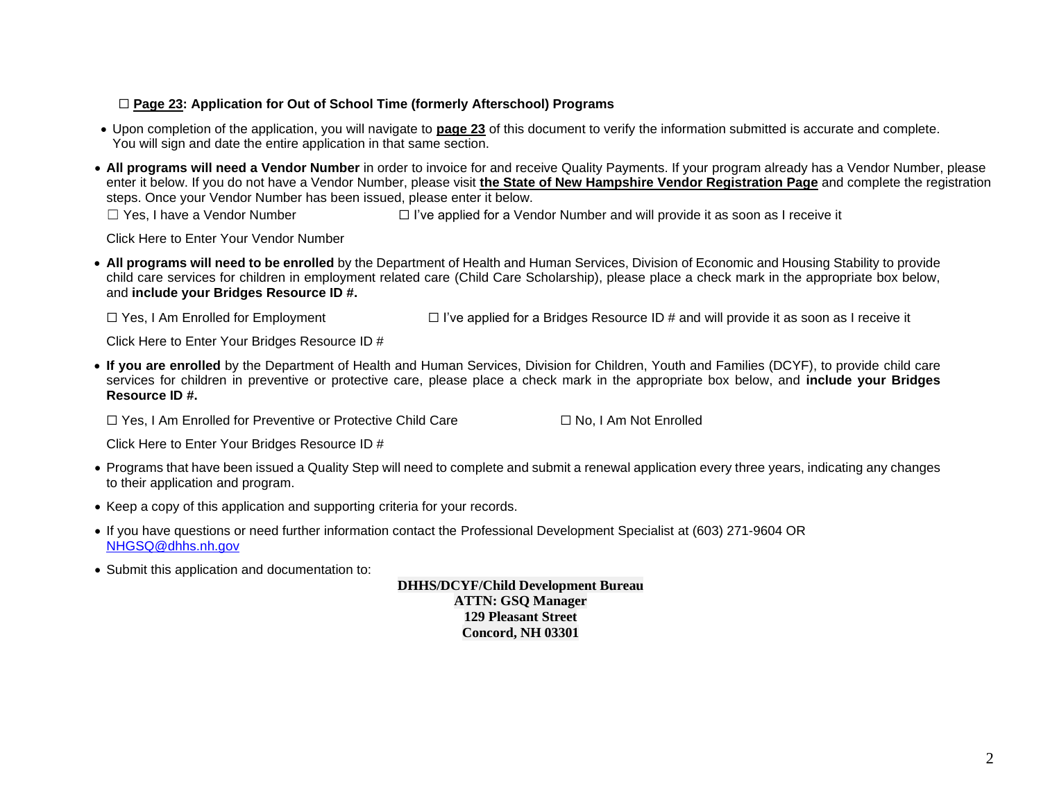☐ **Page 23: Application for Out of School Time (formerly Afterschool) Programs**

- Upon completion of the application, you will navigate to **page 23** of this document to verify the information submitted is accurate and complete. You will sign and date the entire application in that same section.

- **All programs will need a Vendor Number** in order to invoice for and receive Quality Payments. If your program already has a Vendor Number, please enter it below. If you do not have a Vendor Number, please visit **the State of New Hampshire Vendor Registration Page** and complete the registration steps. Once your Vendor Number has been issued, please enter it below.

  ☐ Yes, I have a Vendor Number ☐ I've applied for a Vendor Number and will provide it as soon as I receive it

  Click Here to Enter Your Vendor Number

- **All programs will need to be enrolled** by the Department of Health and Human Services, Division of Economic and Housing Stability to provide child care services for children in employment related care (Child Care Scholarship), please place a check mark in the appropriate box below, and **include your Bridges Resource ID #.**

  ☐ Yes, I Am Enrolled for Employment ☐ I've applied for a Bridges Resource ID # and will provide it as soon as I receive it

  Click Here to Enter Your Bridges Resource ID #

- **If you are enrolled** by the Department of Health and Human Services, Division for Children, Youth and Families (DCYF), to provide child care services for children in preventive or protective care, please place a check mark in the appropriate box below, and **include your Bridges Resource ID #.**

  ☐ Yes, I Am Enrolled for Preventive or Protective Child Care ☐ No, I Am Not Enrolled

  Click Here to Enter Your Bridges Resource ID #

- Programs that have been issued a Quality Step will need to complete and submit a renewal application every three years, indicating any changes to their application and program.

- Keep a copy of this application and supporting criteria for your records.

- If you have questions or need further information contact the Professional Development Specialist at (603) 271-9604 OR NHGSQ@dhhs.nh.gov

- Submit this application and documentation to:

**DHHS/DCYF/Child Development Bureau**
**ATTN: GSQ Manager**
**129 Pleasant Street**
**Concord, NH 03301**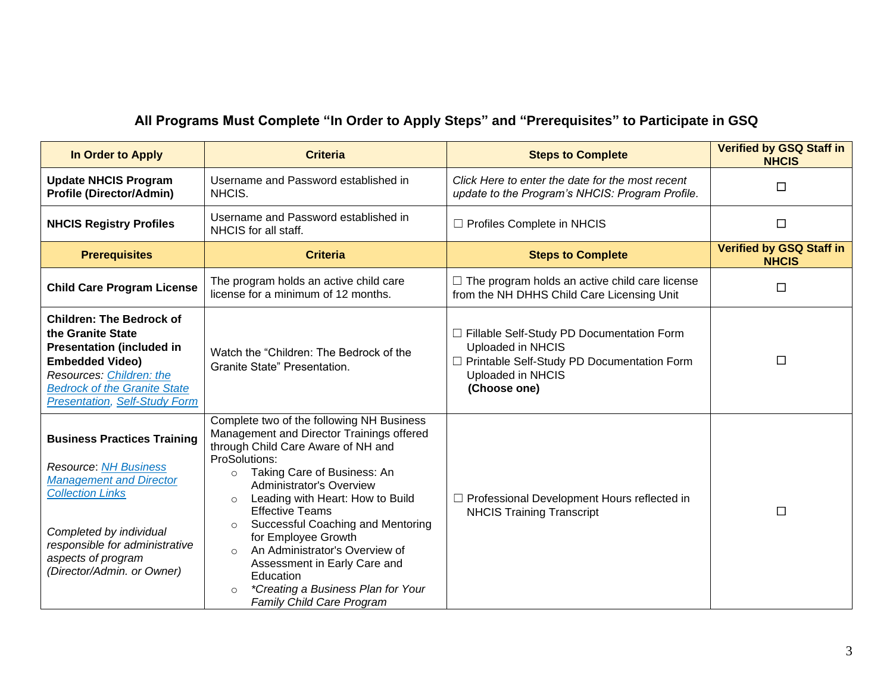### All Programs Must Complete "In Order to Apply Steps" and "Prerequisites" to Participate in GSQ

| In Order to Apply | Criteria | Steps to Complete | Verified by GSQ Staff in NHCIS |
|---|---|---|---|
| **Update NHCIS Program Profile (Director/Admin)** | Username and Password established in NHCIS. | *Click Here to enter the date for the most recent update to the Program's NHCIS: Program Profile.* | ☐ |
| **NHCIS Registry Profiles** | Username and Password established in NHCIS for all staff. | ☐ Profiles Complete in NHCIS | ☐ |
| **Prerequisites** | **Criteria** | **Steps to Complete** | **Verified by GSQ Staff in NHCIS** |
| **Child Care Program License** | The program holds an active child care license for a minimum of 12 months. | ☐ The program holds an active child care license from the NH DHHS Child Care Licensing Unit | ☐ |
| **Children: The Bedrock of the Granite State Presentation (included in Embedded Video)** *Resources: Children: the Bedrock of the Granite State Presentation, Self-Study Form* | Watch the "Children: The Bedrock of the Granite State" Presentation. | ☐ Fillable Self-Study PD Documentation Form Uploaded in NHCIS<br>☐ Printable Self-Study PD Documentation Form Uploaded in NHCIS<br>**(Choose one)** | ☐ |
| **Business Practices Training**<br><br>*Resource: NH Business Management and Director Collection Links*<br><br>*Completed by individual responsible for administrative aspects of program (Director/Admin. or Owner)* | Complete two of the following NH Business Management and Director Trainings offered through Child Care Aware of NH and ProSolutions:<br>○ Taking Care of Business: An Administrator's Overview<br>○ Leading with Heart: How to Build Effective Teams<br>○ Successful Coaching and Mentoring for Employee Growth<br>○ An Administrator's Overview of Assessment in Early Care and Education<br>○ *\*Creating a Business Plan for Your Family Child Care Program* | ☐ Professional Development Hours reflected in NHCIS Training Transcript | ☐ |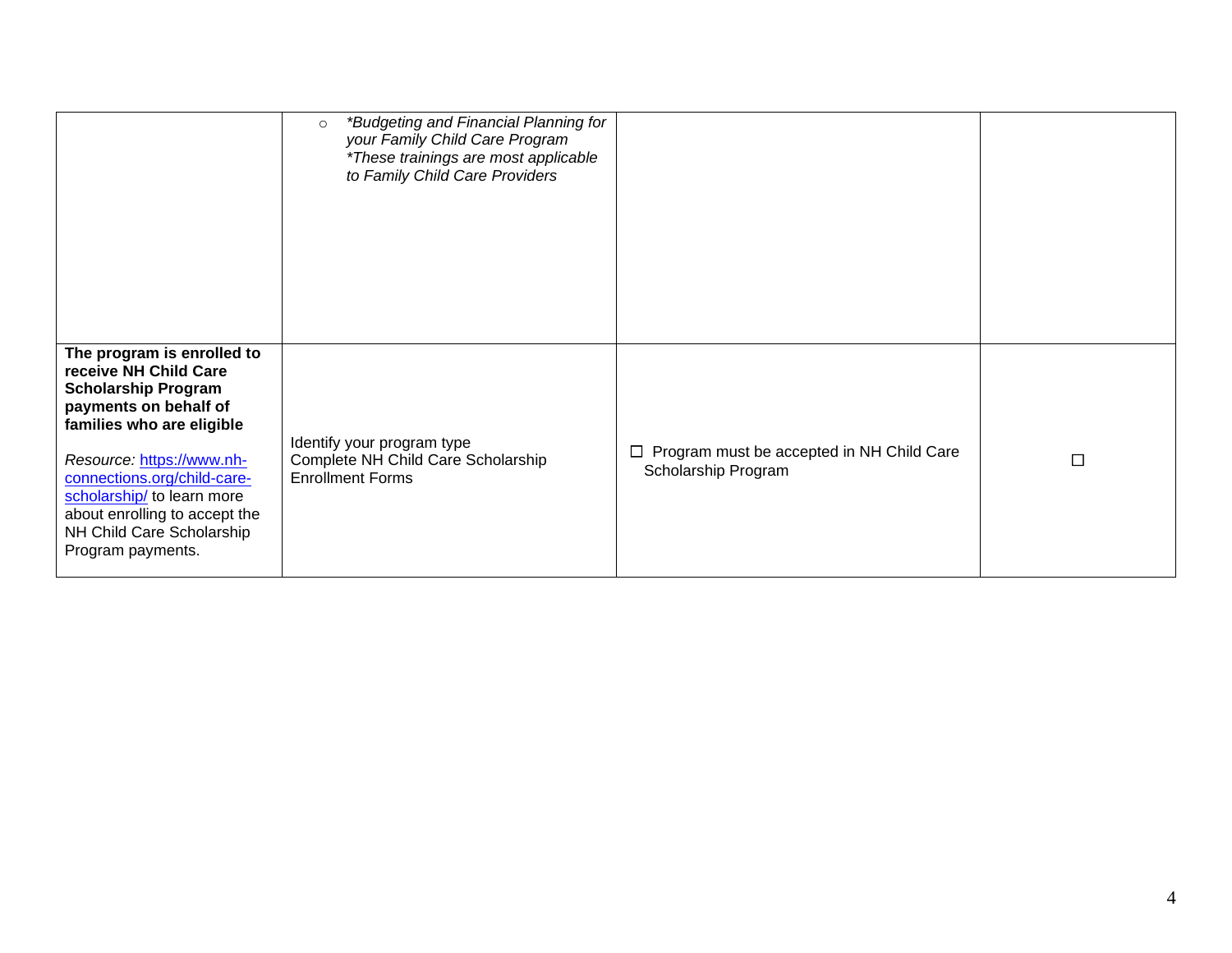| | | | |
|---|---|---|---|
| | ○ *\*Budgeting and Financial Planning for your Family Child Care Program* *\*These trainings are most applicable to Family Child Care Providers* | | |
| **The program is enrolled to receive NH Child Care Scholarship Program payments on behalf of families who are eligible**<br><br>*Resource:* [https://www.nh-connections.org/child-care-scholarship/](https://www.nh-connections.org/child-care-scholarship/) to learn more about enrolling to accept the NH Child Care Scholarship Program payments. | Identify your program type<br>Complete NH Child Care Scholarship Enrollment Forms | ☐ Program must be accepted in NH Child Care Scholarship Program | ☐ |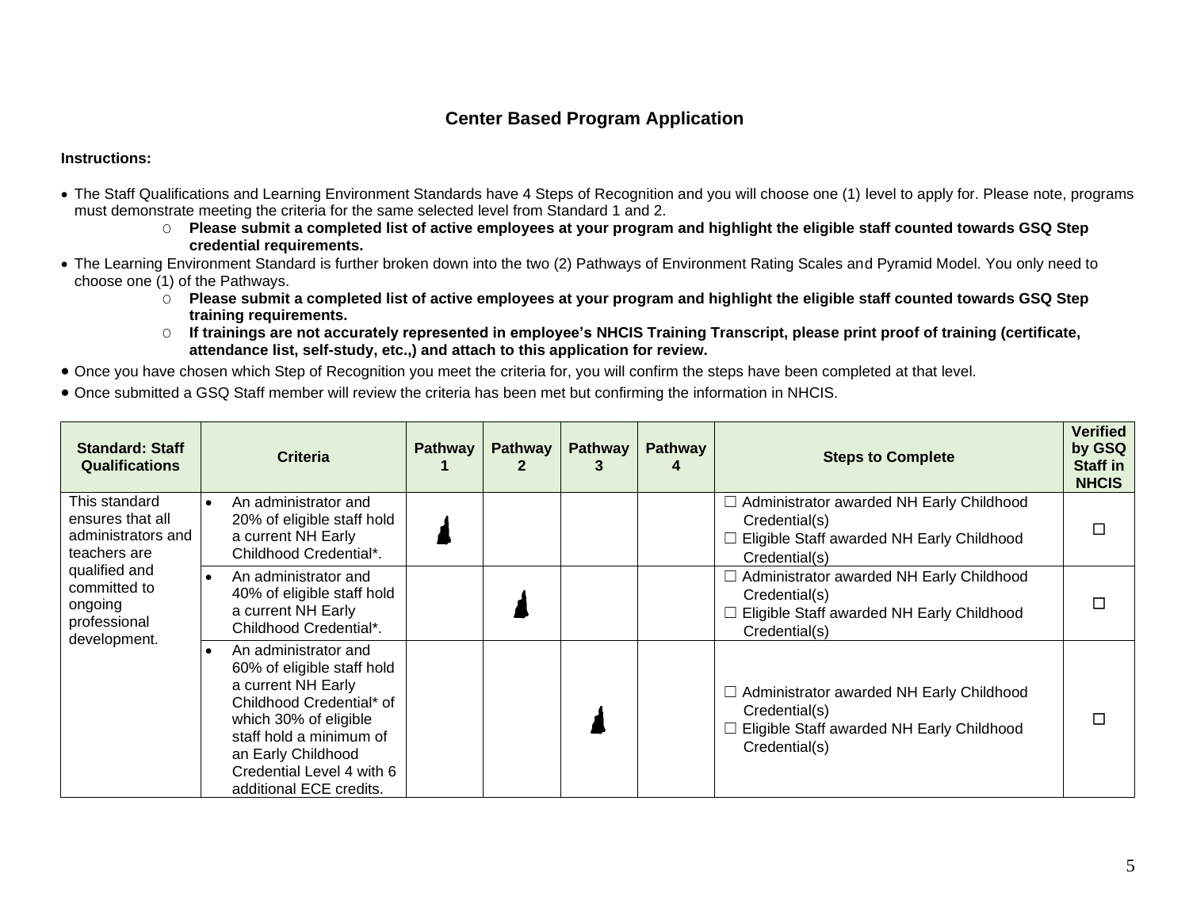# Center Based Program Application

**Instructions:**

- The Staff Qualifications and Learning Environment Standards have 4 Steps of Recognition and you will choose one (1) level to apply for. Please note, programs must demonstrate meeting the criteria for the same selected level from Standard 1 and 2.
  - **Please submit a completed list of active employees at your program and highlight the eligible staff counted towards GSQ Step credential requirements.**
- The Learning Environment Standard is further broken down into the two (2) Pathways of Environment Rating Scales and Pyramid Model. You only need to choose one (1) of the Pathways.
  - **Please submit a completed list of active employees at your program and highlight the eligible staff counted towards GSQ Step training requirements.**
  - **If trainings are not accurately represented in employee's NHCIS Training Transcript, please print proof of training (certificate, attendance list, self-study, etc.,) and attach to this application for review.**
- Once you have chosen which Step of Recognition you meet the criteria for, you will confirm the steps have been completed at that level.
- Once submitted a GSQ Staff member will review the criteria has been met but confirming the information in NHCIS.

| Standard: Staff Qualifications | Criteria | Pathway 1 | Pathway 2 | Pathway 3 | Pathway 4 | Steps to Complete | Verified by GSQ Staff in NHCIS |
|---|---|---|---|---|---|---|---|
| This standard ensures that all administrators and teachers are qualified and committed to ongoing professional development. | • An administrator and 20% of eligible staff hold a current NH Early Childhood Credential*. | ■ | | | | ☐ Administrator awarded NH Early Childhood Credential(s)<br>☐ Eligible Staff awarded NH Early Childhood Credential(s) | ☐ |
| | • An administrator and 40% of eligible staff hold a current NH Early Childhood Credential*. | | ■ | | | ☐ Administrator awarded NH Early Childhood Credential(s)<br>☐ Eligible Staff awarded NH Early Childhood Credential(s) | ☐ |
| | • An administrator and 60% of eligible staff hold a current NH Early Childhood Credential* of which 30% of eligible staff hold a minimum of an Early Childhood Credential Level 4 with 6 additional ECE credits. | | | ■ | | ☐ Administrator awarded NH Early Childhood Credential(s)<br>☐ Eligible Staff awarded NH Early Childhood Credential(s) | ☐ |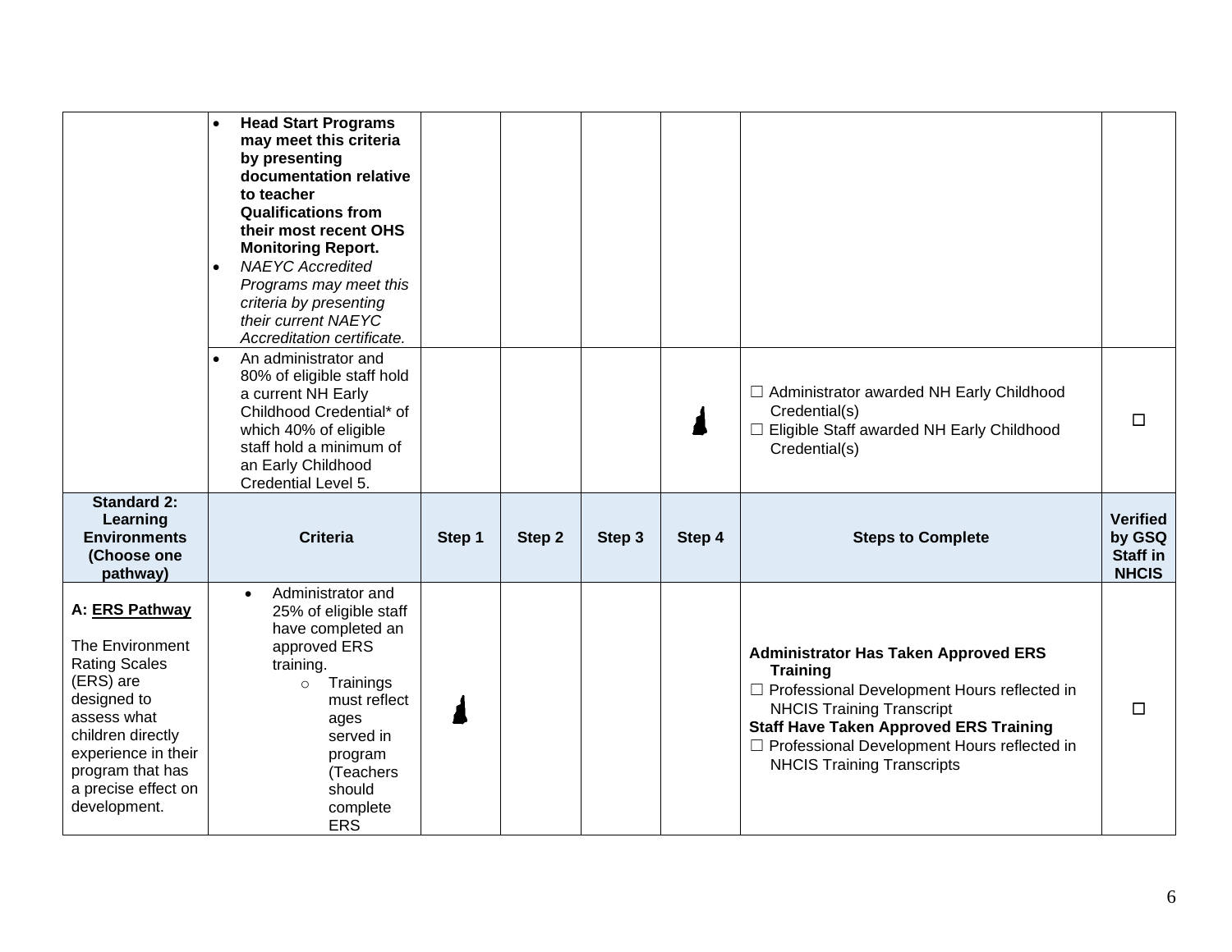| | Criteria | Step 1 | Step 2 | Step 3 | Step 4 | Steps to Complete | Verified by GSQ Staff in NHCIS |
|---|---|---|---|---|---|---|---|
| | • **Head Start Programs may meet this criteria by presenting documentation relative to teacher Qualifications from their most recent OHS Monitoring Report.**<br>• *NAEYC Accredited Programs may meet this criteria by presenting their current NAEYC Accreditation certificate.* | | | | | | |
| | • An administrator and 80% of eligible staff hold a current NH Early Childhood Credential* of which 40% of eligible staff hold a minimum of an Early Childhood Credential Level 5. | | | | ● | ☐ Administrator awarded NH Early Childhood Credential(s)<br>☐ Eligible Staff awarded NH Early Childhood Credential(s) | ☐ |
| **Standard 2: Learning Environments (Choose one pathway)** | **Criteria** | **Step 1** | **Step 2** | **Step 3** | **Step 4** | **Steps to Complete** | **Verified by GSQ Staff in NHCIS** |
| **A: ERS Pathway**<br><br>The Environment Rating Scales (ERS) are designed to assess what children directly experience in their program that has a precise effect on development. | • Administrator and 25% of eligible staff have completed an approved ERS training.<br>○ Trainings must reflect ages served in program (Teachers should complete ERS | ● | | | | **Administrator Has Taken Approved ERS Training**<br>☐ Professional Development Hours reflected in NHCIS Training Transcript<br>**Staff Have Taken Approved ERS Training**<br>☐ Professional Development Hours reflected in NHCIS Training Transcripts | ☐ |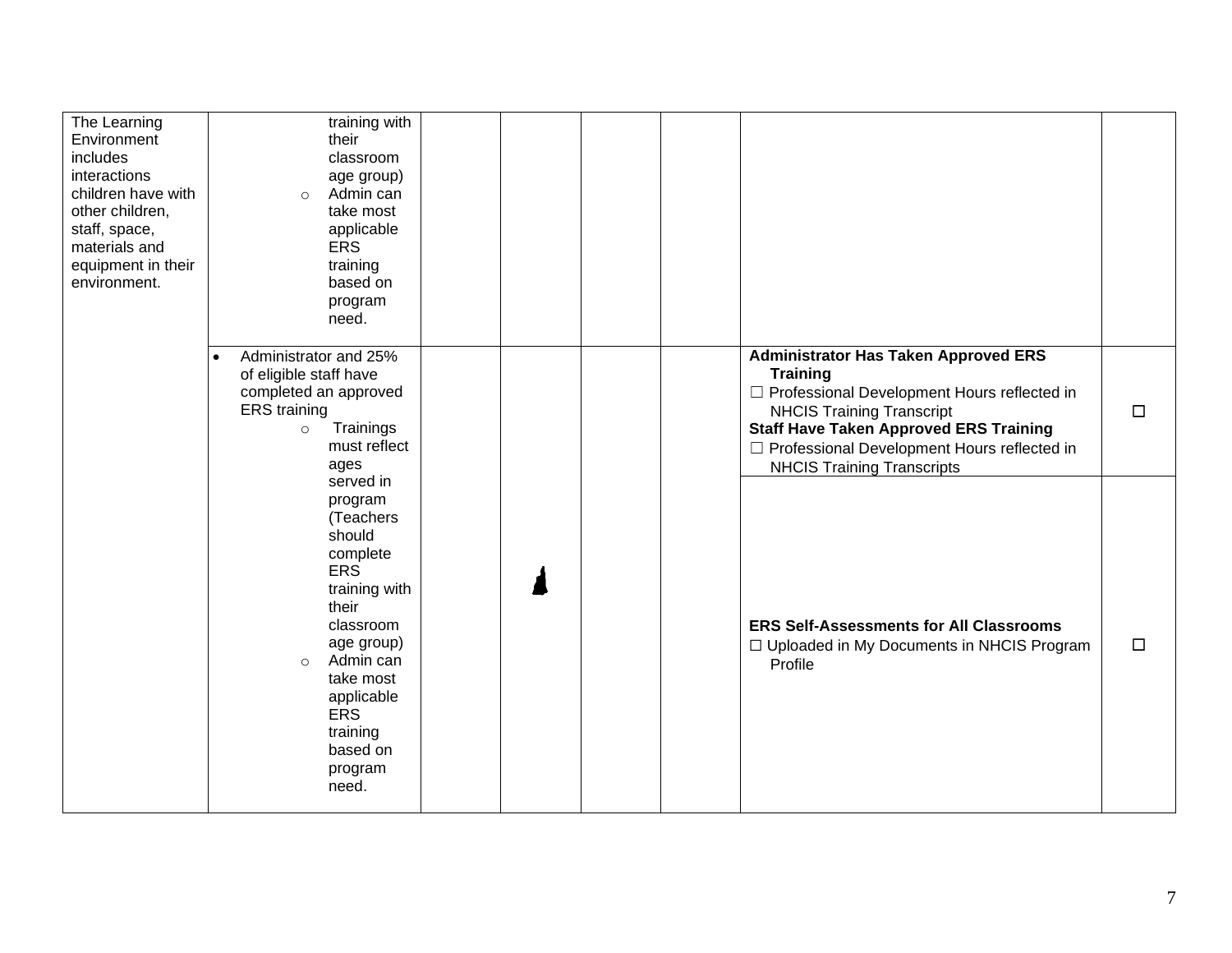| | | | | | | | |
|---|---|---|---|---|---|---|---|
| The Learning Environment includes interactions children have with other children, staff, space, materials and equipment in their environment. | training with their classroom age group)<br>◦ Admin can take most applicable ERS training based on program need. | | | | | | |
| | • Administrator and 25% of eligible staff have completed an approved ERS training<br>◦ Trainings must reflect ages served in program (Teachers should complete ERS training with their classroom age group)<br>◦ Admin can take most applicable ERS training based on program need. | | | | | **Administrator Has Taken Approved ERS Training**<br>☐ Professional Development Hours reflected in NHCIS Training Transcript<br>**Staff Have Taken Approved ERS Training**<br>☐ Professional Development Hours reflected in NHCIS Training Transcripts | ☐ |
| | | | | | | **ERS Self-Assessments for All Classrooms**<br>☐ Uploaded in My Documents in NHCIS Program Profile | ☐ |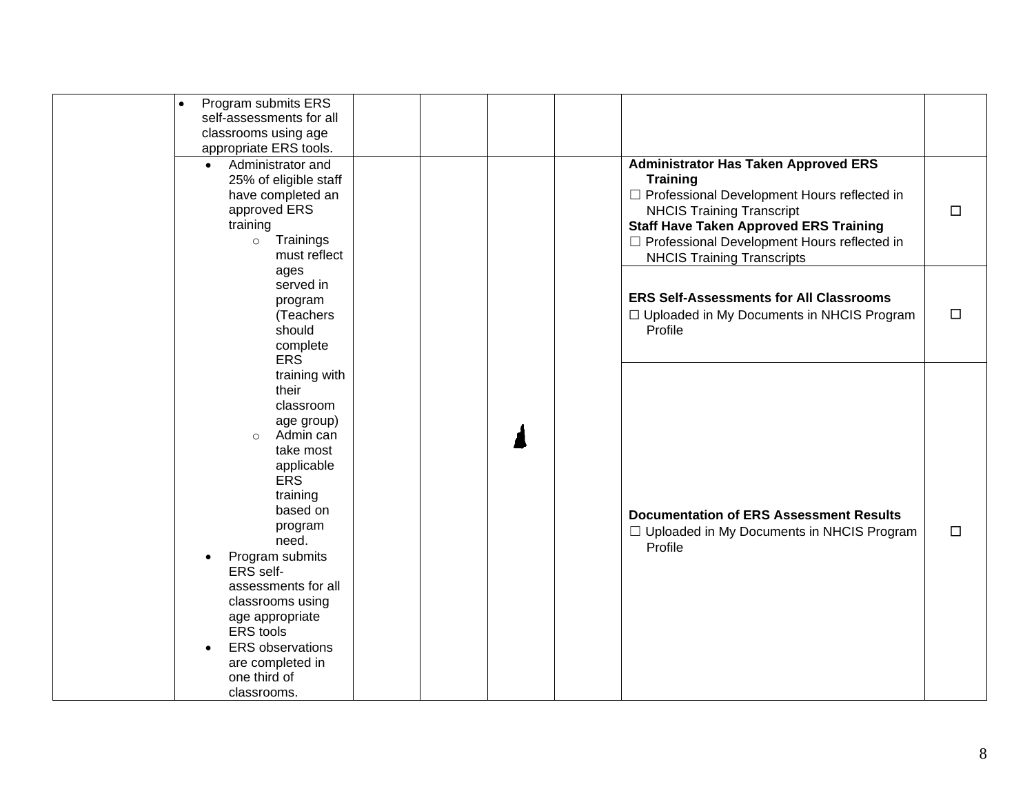| | | | | | | |
|---|---|---|---|---|---|---|
| | • Program submits ERS self-assessments for all classrooms using age appropriate ERS tools. | | | | | |
| | • Administrator and 25% of eligible staff have completed an approved ERS training<br>○ Trainings must reflect ages served in program (Teachers should complete ERS training with their classroom age group)<br>○ Admin can take most applicable ERS training based on program need.<br>• Program submits ERS self-assessments for all classrooms using age appropriate ERS tools<br>• ERS observations are completed in one third of classrooms. | | | | **Administrator Has Taken Approved ERS Training**<br>☐ Professional Development Hours reflected in NHCIS Training Transcript<br>**Staff Have Taken Approved ERS Training**<br>☐ Professional Development Hours reflected in NHCIS Training Transcripts | ☐ |
| | | | | | **ERS Self-Assessments for All Classrooms**<br>☐ Uploaded in My Documents in NHCIS Program Profile | ☐ |
| | | | | | **Documentation of ERS Assessment Results**<br>☐ Uploaded in My Documents in NHCIS Program Profile | ☐ |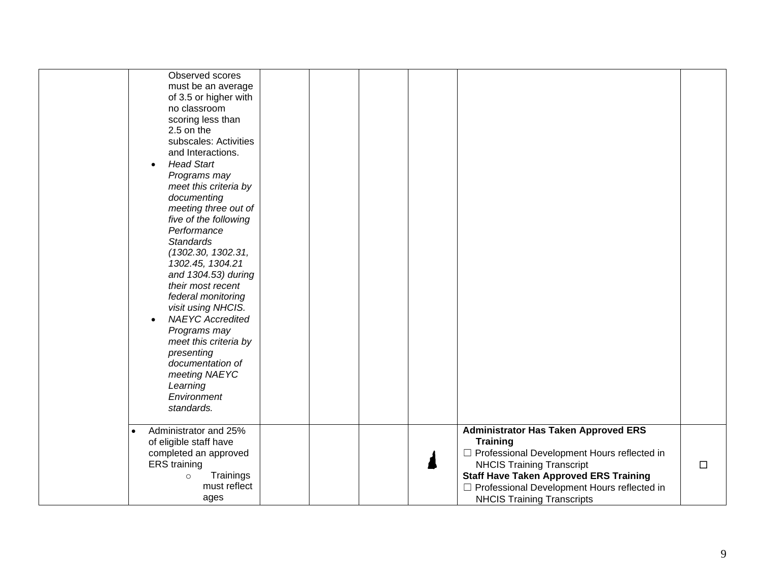| | | | | | | | |
|---|---|---|---|---|---|---|---|
| | Observed scores must be an average of 3.5 or higher with no classroom scoring less than 2.5 on the subscales: Activities and Interactions.<br>• *Head Start Programs may meet this criteria by documenting meeting three out of five of the following Performance Standards (1302.30, 1302.31, 1302.45, 1304.21 and 1304.53) during their most recent federal monitoring visit using NHCIS.*<br>• *NAEYC Accredited Programs may meet this criteria by presenting documentation of meeting NAEYC Learning Environment standards.* | | | | | | |
| | • Administrator and 25% of eligible staff have completed an approved ERS training<br>  ○ Trainings must reflect ages | | | | | **Administrator Has Taken Approved ERS Training**<br>☐ Professional Development Hours reflected in NHCIS Training Transcript<br>**Staff Have Taken Approved ERS Training**<br>☐ Professional Development Hours reflected in NHCIS Training Transcripts | ☐ |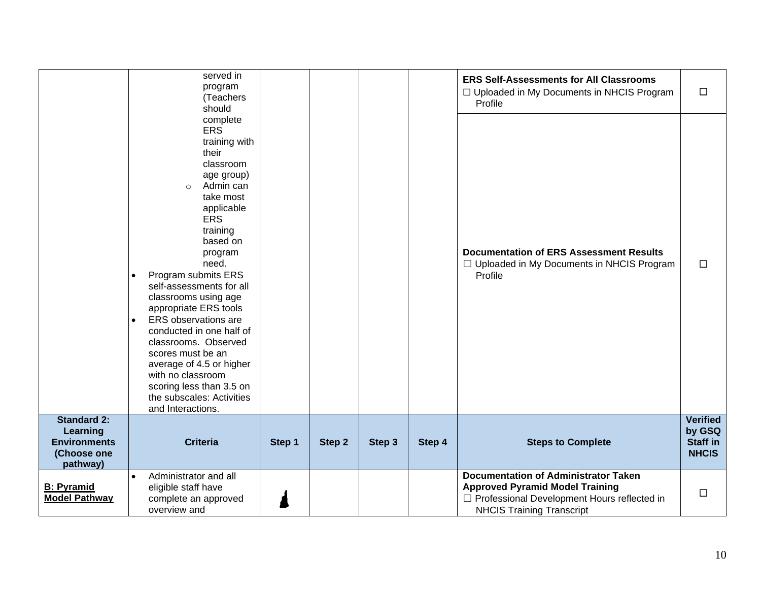| | | | | | | | |
|---|---|---|---|---|---|---|---|
| | served in program (Teachers should complete ERS training with their classroom age group)<br>◦ Admin can take most applicable ERS training based on program need.<br>• Program submits ERS self-assessments for all classrooms using age appropriate ERS tools<br>• ERS observations are conducted in one half of classrooms. Observed scores must be an average of 4.5 or higher with no classroom scoring less than 3.5 on the subscales: Activities and Interactions. | | | | | **ERS Self-Assessments for All Classrooms**<br>☐ Uploaded in My Documents in NHCIS Program Profile<br><br>**Documentation of ERS Assessment Results**<br>☐ Uploaded in My Documents in NHCIS Program Profile | ☐<br><br>☐ |
| **Standard 2: Learning Environments (Choose one pathway)** | **Criteria** | **Step 1** | **Step 2** | **Step 3** | **Step 4** | **Steps to Complete** | **Verified by GSQ Staff in NHCIS** |
| **B: Pyramid Model Pathway** | • Administrator and all eligible staff have complete an approved overview and | ✓ | | | | **Documentation of Administrator Taken Approved Pyramid Model Training**<br>☐ Professional Development Hours reflected in NHCIS Training Transcript | ☐ |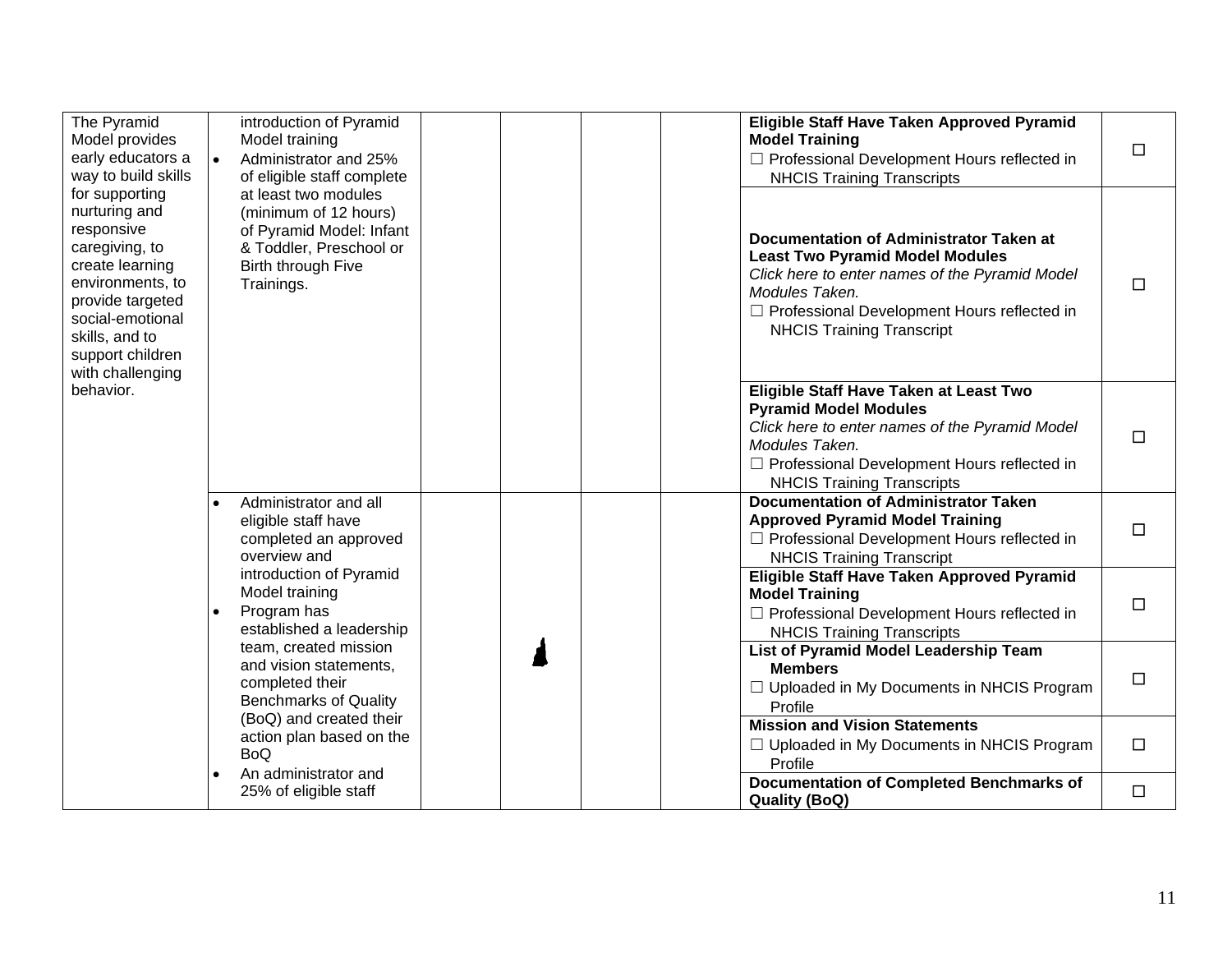| | | | | | | | |
|---|---|---|---|---|---|---|---|
| The Pyramid Model provides early educators a way to build skills for supporting nurturing and responsive caregiving, to create learning environments, to provide targeted social-emotional skills, and to support children with challenging behavior. | introduction of Pyramid Model training<br>• Administrator and 25% of eligible staff complete at least two modules (minimum of 12 hours) of Pyramid Model: Infant & Toddler, Preschool or Birth through Five Trainings. | | | | | **Eligible Staff Have Taken Approved Pyramid Model Training**<br>☐ Professional Development Hours reflected in NHCIS Training Transcripts | ☐ |
| | | | | | | **Documentation of Administrator Taken at Least Two Pyramid Model Modules**<br>*Click here to enter names of the Pyramid Model Modules Taken.*<br>☐ Professional Development Hours reflected in NHCIS Training Transcript | ☐ |
| | | | | | | **Eligible Staff Have Taken at Least Two Pyramid Model Modules**<br>*Click here to enter names of the Pyramid Model Modules Taken.*<br>☐ Professional Development Hours reflected in NHCIS Training Transcripts | ☐ |
| | • Administrator and all eligible staff have completed an approved overview and introduction of Pyramid Model training<br>• Program has established a leadership team, created mission and vision statements, completed their Benchmarks of Quality (BoQ) and created their action plan based on the BoQ<br>• An administrator and 25% of eligible staff | | | | | **Documentation of Administrator Taken Approved Pyramid Model Training**<br>☐ Professional Development Hours reflected in NHCIS Training Transcript | ☐ |
| | | | | | | **Eligible Staff Have Taken Approved Pyramid Model Training**<br>☐ Professional Development Hours reflected in NHCIS Training Transcripts | ☐ |
| | | | | | | **List of Pyramid Model Leadership Team Members**<br>☐ Uploaded in My Documents in NHCIS Program Profile | ☐ |
| | | | | | | **Mission and Vision Statements**<br>☐ Uploaded in My Documents in NHCIS Program Profile | ☐ |
| | | | | | | **Documentation of Completed Benchmarks of Quality (BoQ)** | ☐ |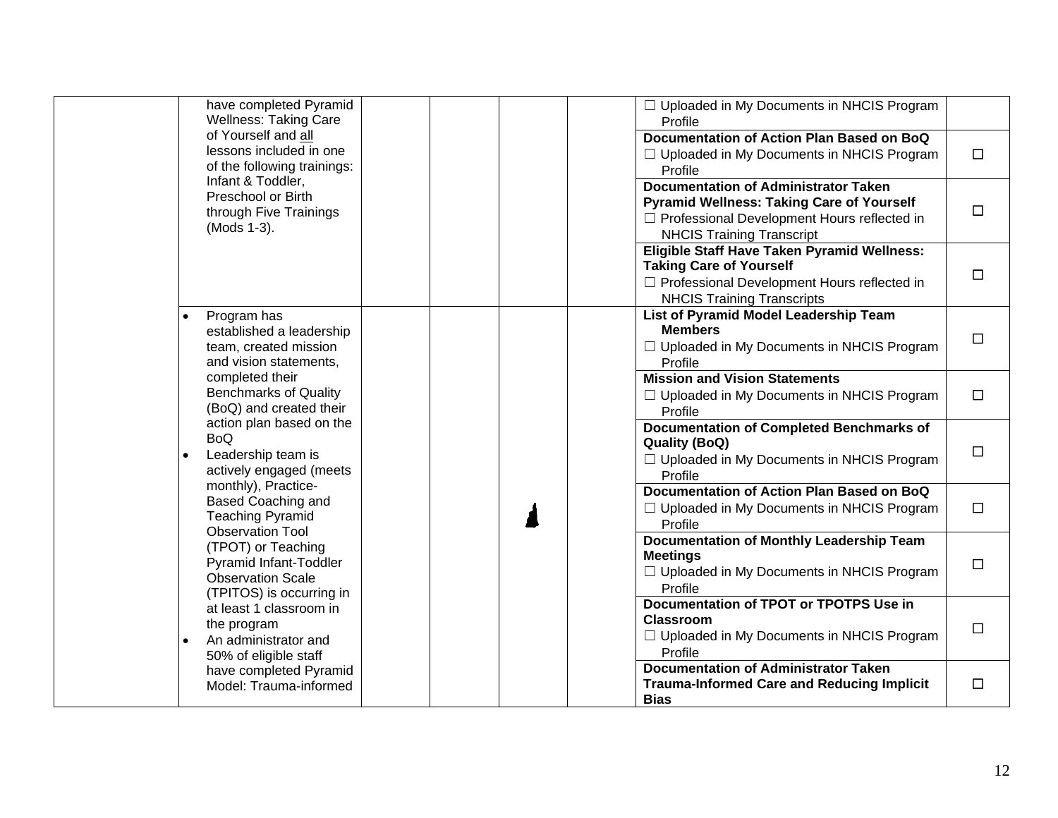| | | | | | | | |
|---|---|---|---|---|---|---|---|
| | have completed Pyramid Wellness: Taking Care of Yourself and all lessons included in one of the following trainings: Infant & Toddler, Preschool or Birth through Five Trainings (Mods 1-3). | | | | | ☐ Uploaded in My Documents in NHCIS Program Profile | |
| | | | | | | **Documentation of Action Plan Based on BoQ**<br>☐ Uploaded in My Documents in NHCIS Program Profile | ☐ |
| | | | | | | **Documentation of Administrator Taken Pyramid Wellness: Taking Care of Yourself**<br>☐ Professional Development Hours reflected in NHCIS Training Transcript | ☐ |
| | | | | | | **Eligible Staff Have Taken Pyramid Wellness: Taking Care of Yourself**<br>☐ Professional Development Hours reflected in NHCIS Training Transcripts | ☐ |
| | • Program has established a leadership team, created mission and vision statements, completed their Benchmarks of Quality (BoQ) and created their action plan based on the BoQ<br>• Leadership team is actively engaged (meets monthly), Practice-Based Coaching and Teaching Pyramid Observation Tool (TPOT) or Teaching Pyramid Infant-Toddler Observation Scale (TPITOS) is occurring in at least 1 classroom in the program<br>• An administrator and 50% of eligible staff have completed Pyramid Model: Trauma-informed | | | | | **List of Pyramid Model Leadership Team Members**<br>☐ Uploaded in My Documents in NHCIS Program Profile | ☐ |
| | | | | | | **Mission and Vision Statements**<br>☐ Uploaded in My Documents in NHCIS Program Profile | ☐ |
| | | | | | | **Documentation of Completed Benchmarks of Quality (BoQ)**<br>☐ Uploaded in My Documents in NHCIS Program Profile | ☐ |
| | | | | | | **Documentation of Action Plan Based on BoQ**<br>☐ Uploaded in My Documents in NHCIS Program Profile | ☐ |
| | | | | | | **Documentation of Monthly Leadership Team Meetings**<br>☐ Uploaded in My Documents in NHCIS Program Profile | ☐ |
| | | | | | | **Documentation of TPOT or TPOTPS Use in Classroom**<br>☐ Uploaded in My Documents in NHCIS Program Profile | ☐ |
| | | | | | | **Documentation of Administrator Taken Trauma-Informed Care and Reducing Implicit Bias** | ☐ |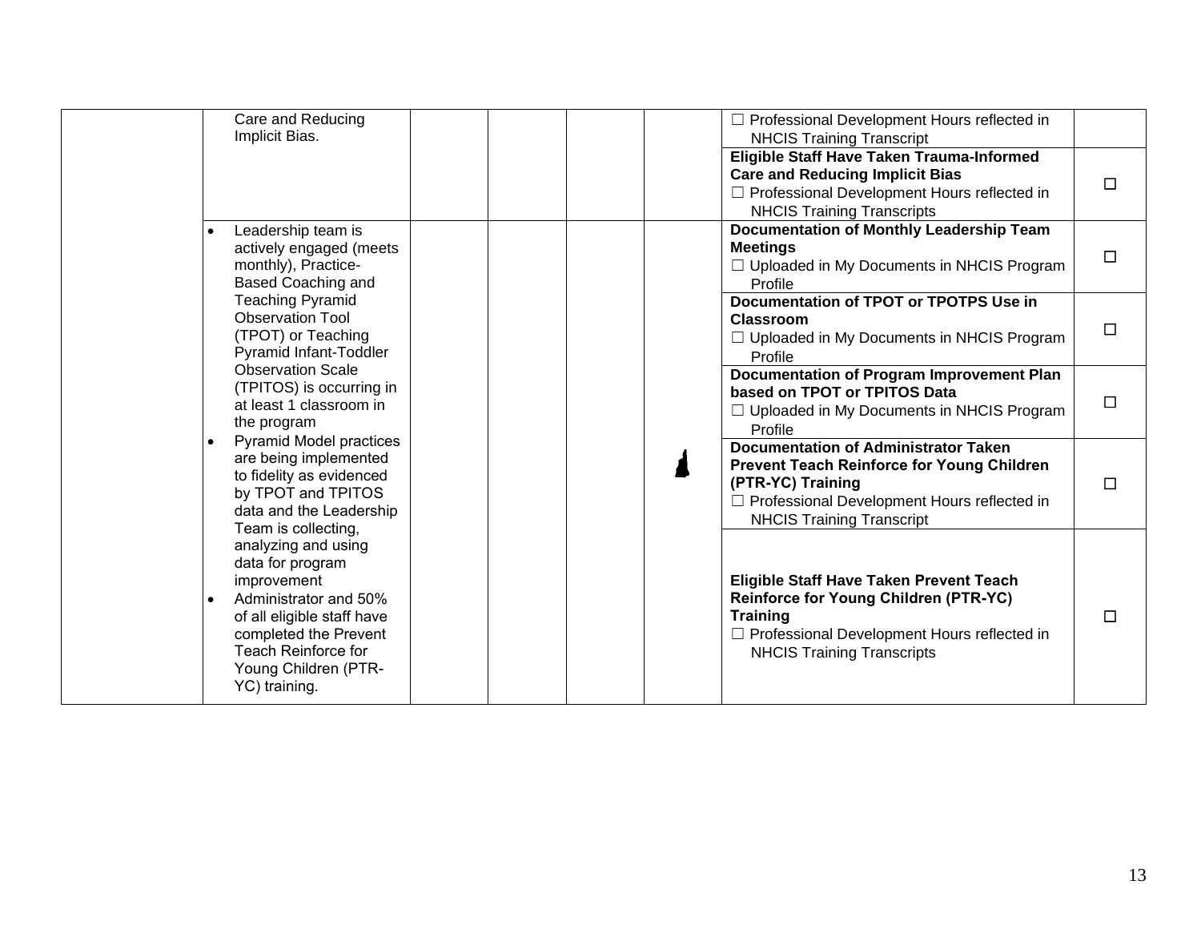|  |  |  |  |  |  |  |  |
|---|---|---|---|---|---|---|---|
|  | Care and Reducing Implicit Bias. |  |  |  |  | ☐ Professional Development Hours reflected in NHCIS Training Transcript |  |
|  |  |  |  |  |  | **Eligible Staff Have Taken Trauma-Informed Care and Reducing Implicit Bias**<br>☐ Professional Development Hours reflected in NHCIS Training Transcripts | ☐ |
|  | • Leadership team is actively engaged (meets monthly), Practice-Based Coaching and Teaching Pyramid Observation Tool (TPOT) or Teaching Pyramid Infant-Toddler Observation Scale (TPITOS) is occurring in at least 1 classroom in the program<br>• Pyramid Model practices are being implemented to fidelity as evidenced by TPOT and TPITOS data and the Leadership Team is collecting, analyzing and using data for program improvement<br>• Administrator and 50% of all eligible staff have completed the Prevent Teach Reinforce for Young Children (PTR-YC) training. |  |  |  |  | **Documentation of Monthly Leadership Team Meetings**<br>☐ Uploaded in My Documents in NHCIS Program Profile | ☐ |
|  |  |  |  |  |  | **Documentation of TPOT or TPOTPS Use in Classroom**<br>☐ Uploaded in My Documents in NHCIS Program Profile | ☐ |
|  |  |  |  |  |  | **Documentation of Program Improvement Plan based on TPOT or TPITOS Data**<br>☐ Uploaded in My Documents in NHCIS Program Profile | ☐ |
|  |  |  |  |  |  | **Documentation of Administrator Taken Prevent Teach Reinforce for Young Children (PTR-YC) Training**<br>☐ Professional Development Hours reflected in NHCIS Training Transcript | ☐ |
|  |  |  |  |  |  | **Eligible Staff Have Taken Prevent Teach Reinforce for Young Children (PTR-YC) Training**<br>☐ Professional Development Hours reflected in NHCIS Training Transcripts | ☐ |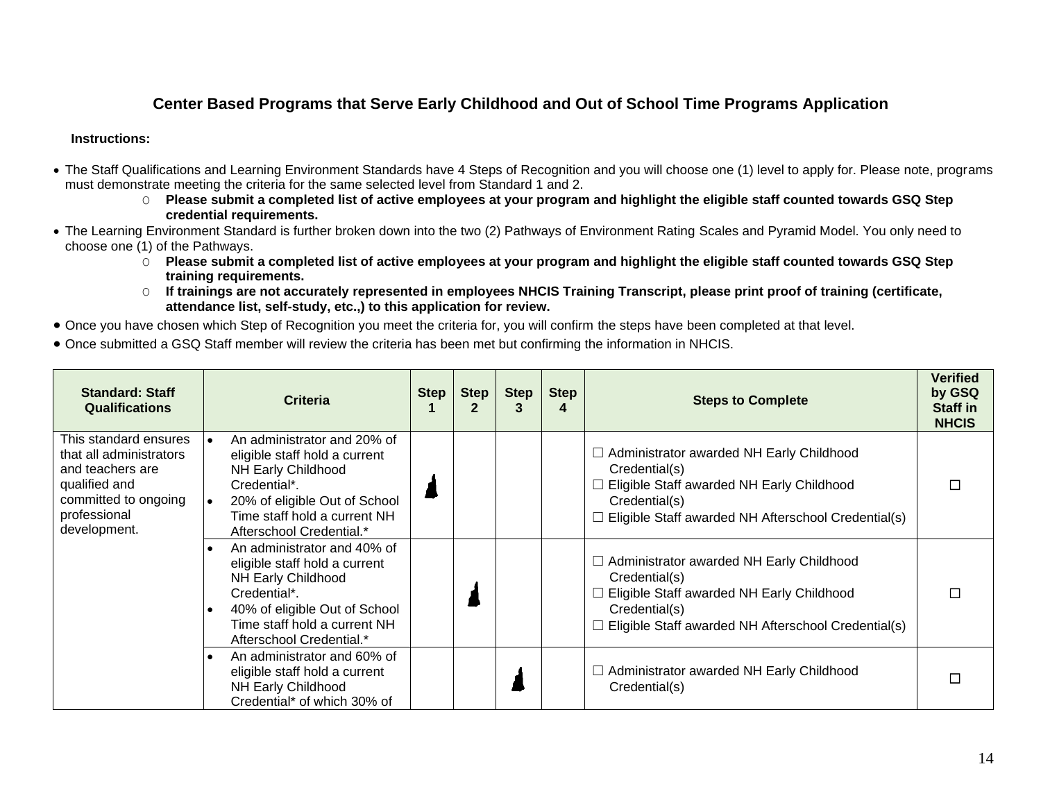## Center Based Programs that Serve Early Childhood and Out of School Time Programs Application

**Instructions:**

- The Staff Qualifications and Learning Environment Standards have 4 Steps of Recognition and you will choose one (1) level to apply for. Please note, programs must demonstrate meeting the criteria for the same selected level from Standard 1 and 2.
  - **Please submit a completed list of active employees at your program and highlight the eligible staff counted towards GSQ Step credential requirements.**
- The Learning Environment Standard is further broken down into the two (2) Pathways of Environment Rating Scales and Pyramid Model. You only need to choose one (1) of the Pathways.
  - **Please submit a completed list of active employees at your program and highlight the eligible staff counted towards GSQ Step training requirements.**
  - **If trainings are not accurately represented in employees NHCIS Training Transcript, please print proof of training (certificate, attendance list, self-study, etc.,) to this application for review.**
- Once you have chosen which Step of Recognition you meet the criteria for, you will confirm the steps have been completed at that level.
- Once submitted a GSQ Staff member will review the criteria has been met but confirming the information in NHCIS.

| Standard: Staff Qualifications | Criteria | Step 1 | Step 2 | Step 3 | Step 4 | Steps to Complete | Verified by GSQ Staff in NHCIS |
|---|---|---|---|---|---|---|---|
| This standard ensures that all administrators and teachers are qualified and committed to ongoing professional development. | • An administrator and 20% of eligible staff hold a current NH Early Childhood Credential*. <br> • 20% of eligible Out of School Time staff hold a current NH Afterschool Credential.* | ▲ | | | | ☐ Administrator awarded NH Early Childhood Credential(s) <br> ☐ Eligible Staff awarded NH Early Childhood Credential(s) <br> ☐ Eligible Staff awarded NH Afterschool Credential(s) | ☐ |
| | • An administrator and 40% of eligible staff hold a current NH Early Childhood Credential*. <br> • 40% of eligible Out of School Time staff hold a current NH Afterschool Credential.* | | ▲ | | | ☐ Administrator awarded NH Early Childhood Credential(s) <br> ☐ Eligible Staff awarded NH Early Childhood Credential(s) <br> ☐ Eligible Staff awarded NH Afterschool Credential(s) | ☐ |
| | • An administrator and 60% of eligible staff hold a current NH Early Childhood Credential* of which 30% of | | | ▲ | | ☐ Administrator awarded NH Early Childhood Credential(s) | ☐ |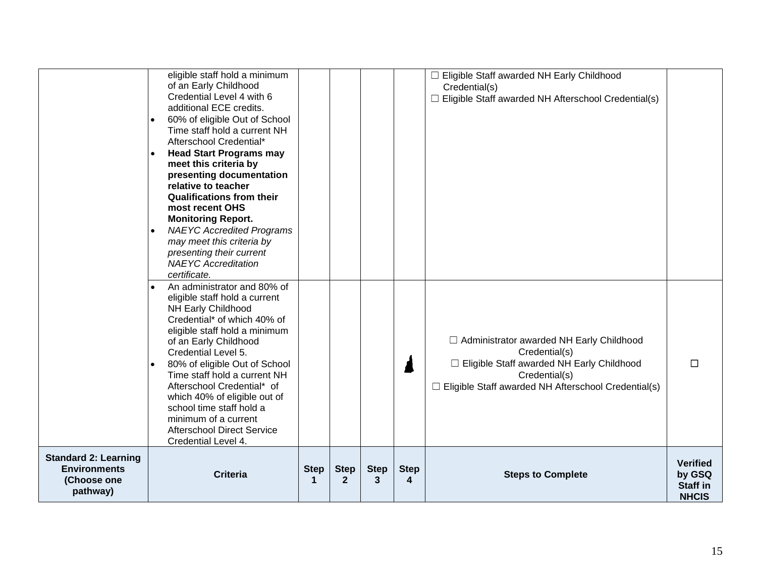|  | Criteria | Step 1 | Step 2 | Step 3 | Step 4 | Steps to Complete | Verified by GSQ Staff in NHCIS |
|---|---|---|---|---|---|---|---|
|  | eligible staff hold a minimum of an Early Childhood Credential Level 4 with 6 additional ECE credits.<br>• 60% of eligible Out of School Time staff hold a current NH Afterschool Credential*<br>• **Head Start Programs may meet this criteria by presenting documentation relative to teacher Qualifications from their most recent OHS Monitoring Report.**<br>• *NAEYC Accredited Programs may meet this criteria by presenting their current NAEYC Accreditation certificate.* |  |  |  |  | ☐ Eligible Staff awarded NH Early Childhood Credential(s)<br>☐ Eligible Staff awarded NH Afterschool Credential(s) |  |
|  | • An administrator and 80% of eligible staff hold a current NH Early Childhood Credential* of which 40% of eligible staff hold a minimum of an Early Childhood Credential Level 5.<br>• 80% of eligible Out of School Time staff hold a current NH Afterschool Credential* of which 40% of eligible out of school time staff hold a minimum of a current Afterschool Direct Service Credential Level 4. |  |  |  | ■ | ☐ Administrator awarded NH Early Childhood Credential(s)<br>☐ Eligible Staff awarded NH Early Childhood Credential(s)<br>☐ Eligible Staff awarded NH Afterschool Credential(s) | ☐ |
| **Standard 2: Learning Environments (Choose one pathway)** | **Criteria** | **Step 1** | **Step 2** | **Step 3** | **Step 4** | **Steps to Complete** | **Verified by GSQ Staff in NHCIS** |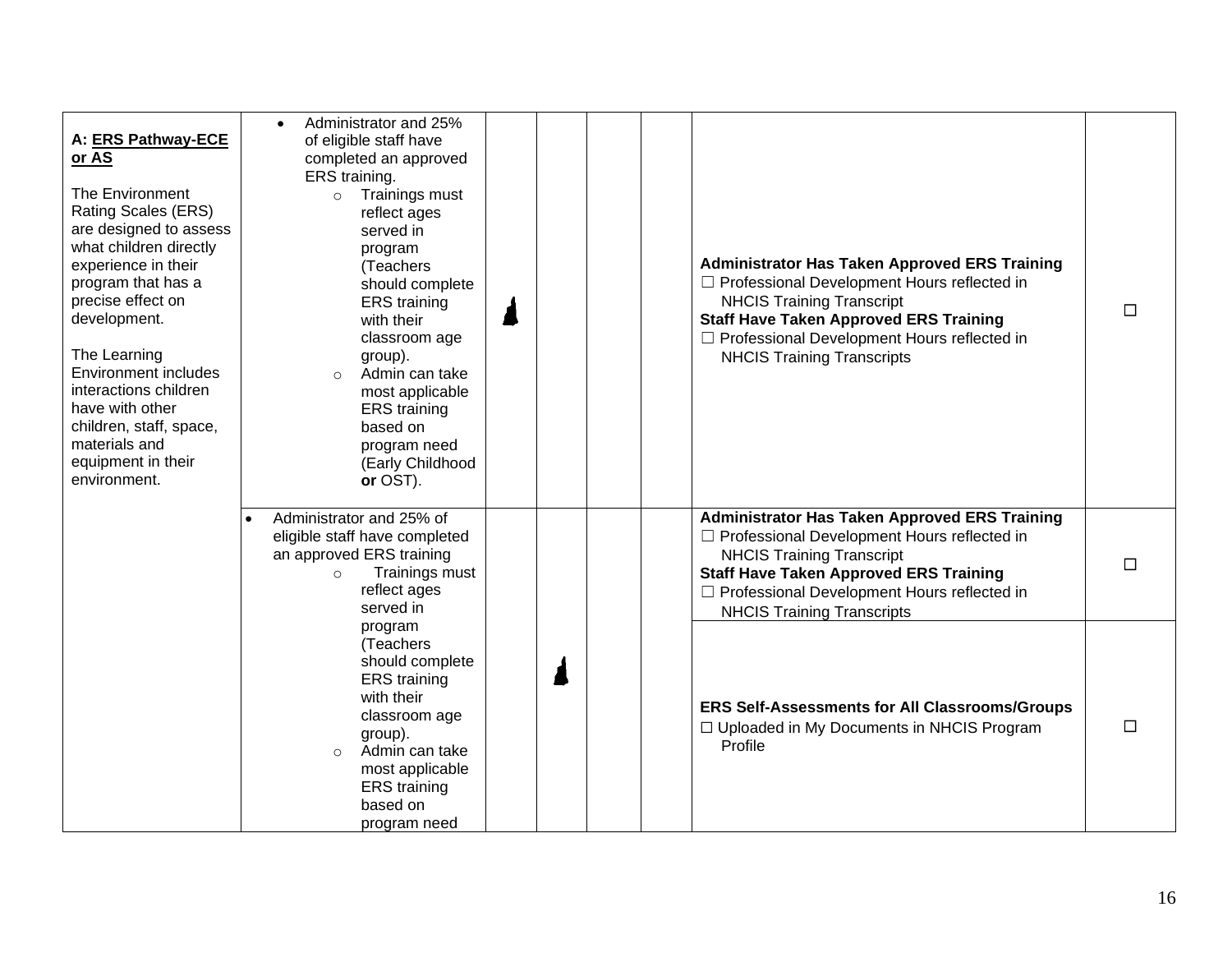| | | | | | | | |
|---|---|---|---|---|---|---|---|
| **A: <u>ERS Pathway-ECE or AS</u>**<br><br>The Environment Rating Scales (ERS) are designed to assess what children directly experience in their program that has a precise effect on development.<br><br>The Learning Environment includes interactions children have with other children, staff, space, materials and equipment in their environment. | • Administrator and 25% of eligible staff have completed an approved ERS training.<br>○ Trainings must reflect ages served in program (Teachers should complete ERS training with their classroom age group).<br>○ Admin can take most applicable ERS training based on program need (Early Childhood **or** OST). | ▲ | | | | **Administrator Has Taken Approved ERS Training**<br>☐ Professional Development Hours reflected in NHCIS Training Transcript<br>**Staff Have Taken Approved ERS Training**<br>☐ Professional Development Hours reflected in NHCIS Training Transcripts | ☐ |
| | • Administrator and 25% of eligible staff have completed an approved ERS training<br>○ Trainings must reflect ages served in program (Teachers should complete ERS training with their classroom age group).<br>○ Admin can take most applicable ERS training based on program need | | ▲ | | | **Administrator Has Taken Approved ERS Training**<br>☐ Professional Development Hours reflected in NHCIS Training Transcript<br>**Staff Have Taken Approved ERS Training**<br>☐ Professional Development Hours reflected in NHCIS Training Transcripts | ☐ |
| | | | | | | **ERS Self-Assessments for All Classrooms/Groups**<br>☐ Uploaded in My Documents in NHCIS Program Profile | ☐ |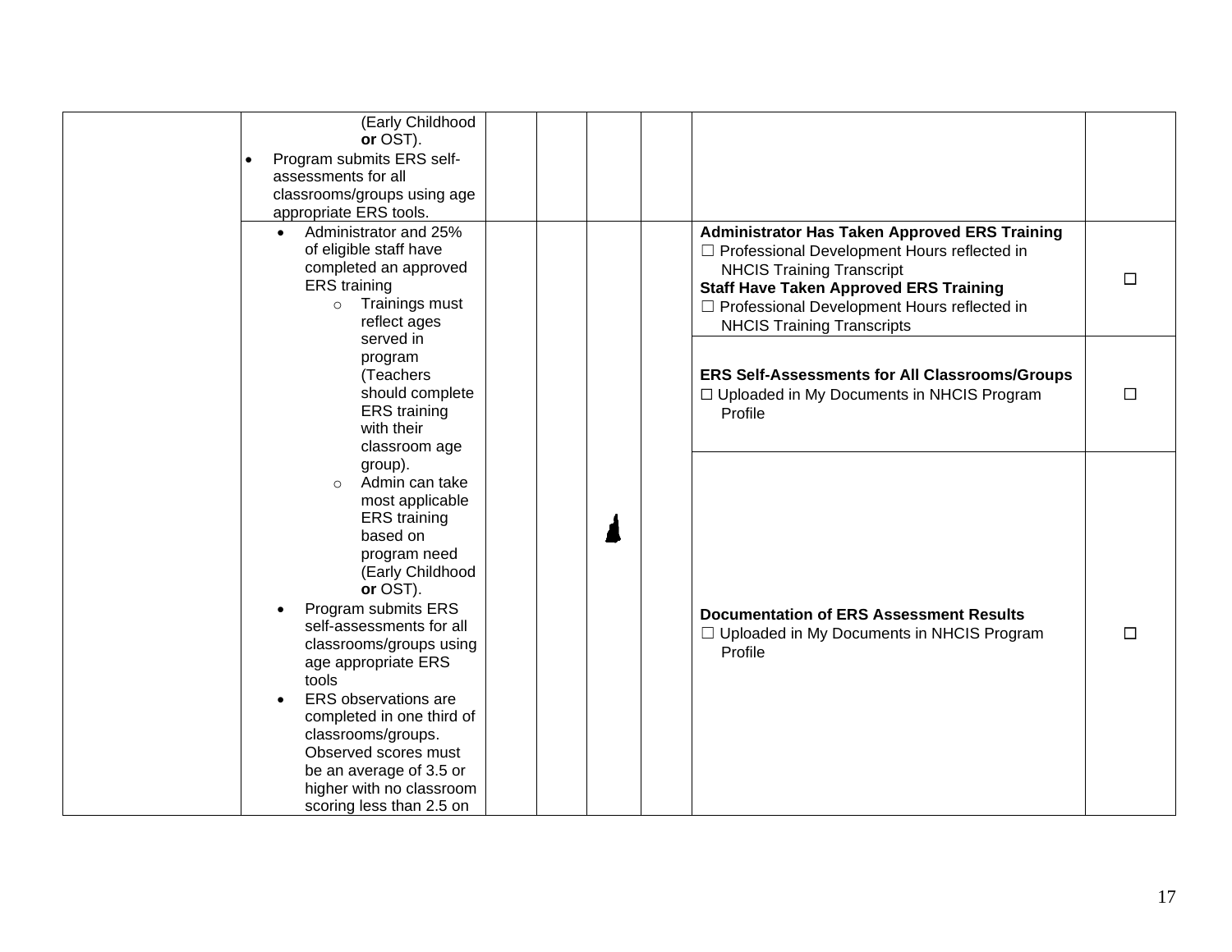| | | | | | | |
|---|---|---|---|---|---|---|
| | (Early Childhood **or** OST).<br>• Program submits ERS self-assessments for all classrooms/groups using age appropriate ERS tools. | | | | | |
| | • Administrator and 25% of eligible staff have completed an approved ERS training<br>  ○ Trainings must reflect ages served in program (Teachers should complete ERS training with their classroom age group).<br>  ○ Admin can take most applicable ERS training based on program need (Early Childhood **or** OST).<br>• Program submits ERS self-assessments for all classrooms/groups using age appropriate ERS tools<br>• ERS observations are completed in one third of classrooms/groups. Observed scores must be an average of 3.5 or higher with no classroom scoring less than 2.5 on | | | | **Administrator Has Taken Approved ERS Training**<br>☐ Professional Development Hours reflected in NHCIS Training Transcript<br>**Staff Have Taken Approved ERS Training**<br>☐ Professional Development Hours reflected in NHCIS Training Transcripts | ☐ |
| | | | | | **ERS Self-Assessments for All Classrooms/Groups**<br>☐ Uploaded in My Documents in NHCIS Program Profile | ☐ |
| | | | | | **Documentation of ERS Assessment Results**<br>☐ Uploaded in My Documents in NHCIS Program Profile | ☐ |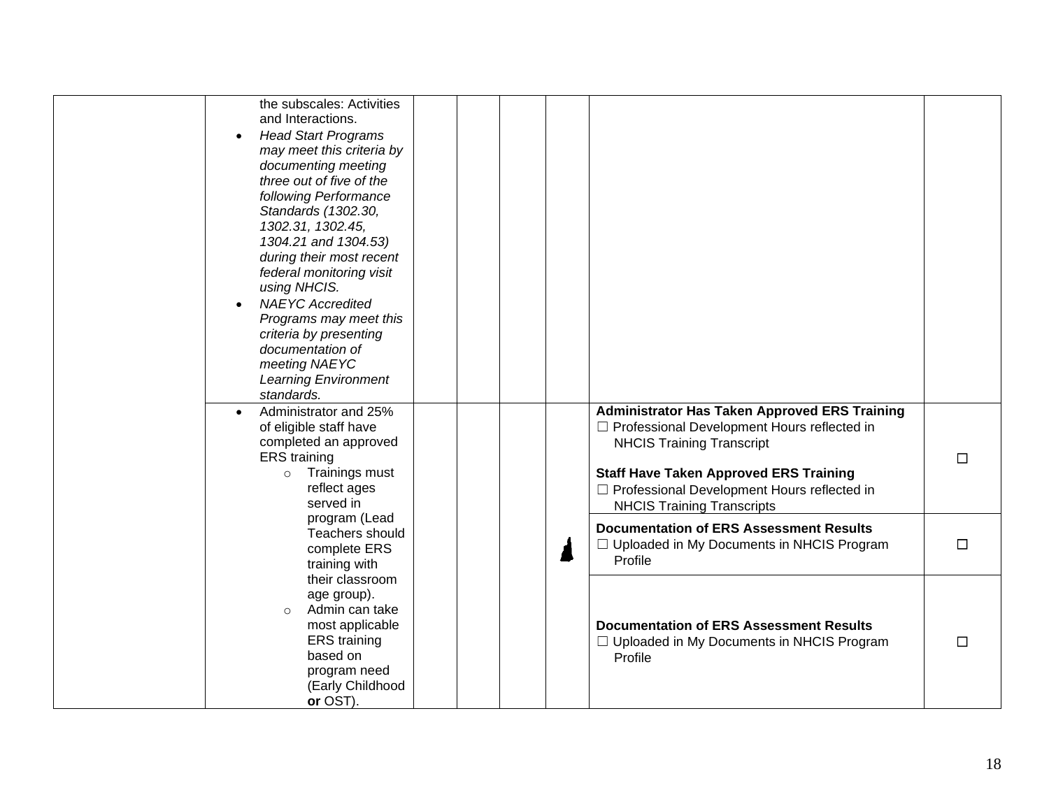| | | | | | | | |
|---|---|---|---|---|---|---|---|
| | the subscales: Activities and Interactions.<br>• *Head Start Programs may meet this criteria by documenting meeting three out of five of the following Performance Standards (1302.30, 1302.31, 1302.45, 1304.21 and 1304.53) during their most recent federal monitoring visit using NHCIS.*<br>• *NAEYC Accredited Programs may meet this criteria by presenting documentation of meeting NAEYC Learning Environment standards.* | | | | | | |
| | • Administrator and 25% of eligible staff have completed an approved ERS training<br>  ○ Trainings must reflect ages served in program (Lead Teachers should complete ERS training with their classroom age group).<br>  ○ Admin can take most applicable ERS training based on program need (Early Childhood **or** OST). | | | | | **Administrator Has Taken Approved ERS Training**<br>☐ Professional Development Hours reflected in NHCIS Training Transcript<br><br>**Staff Have Taken Approved ERS Training**<br>☐ Professional Development Hours reflected in NHCIS Training Transcripts | ☐ |
| | | | | | | **Documentation of ERS Assessment Results**<br>☐ Uploaded in My Documents in NHCIS Program Profile | ☐ |
| | | | | | | **Documentation of ERS Assessment Results**<br>☐ Uploaded in My Documents in NHCIS Program Profile | ☐ |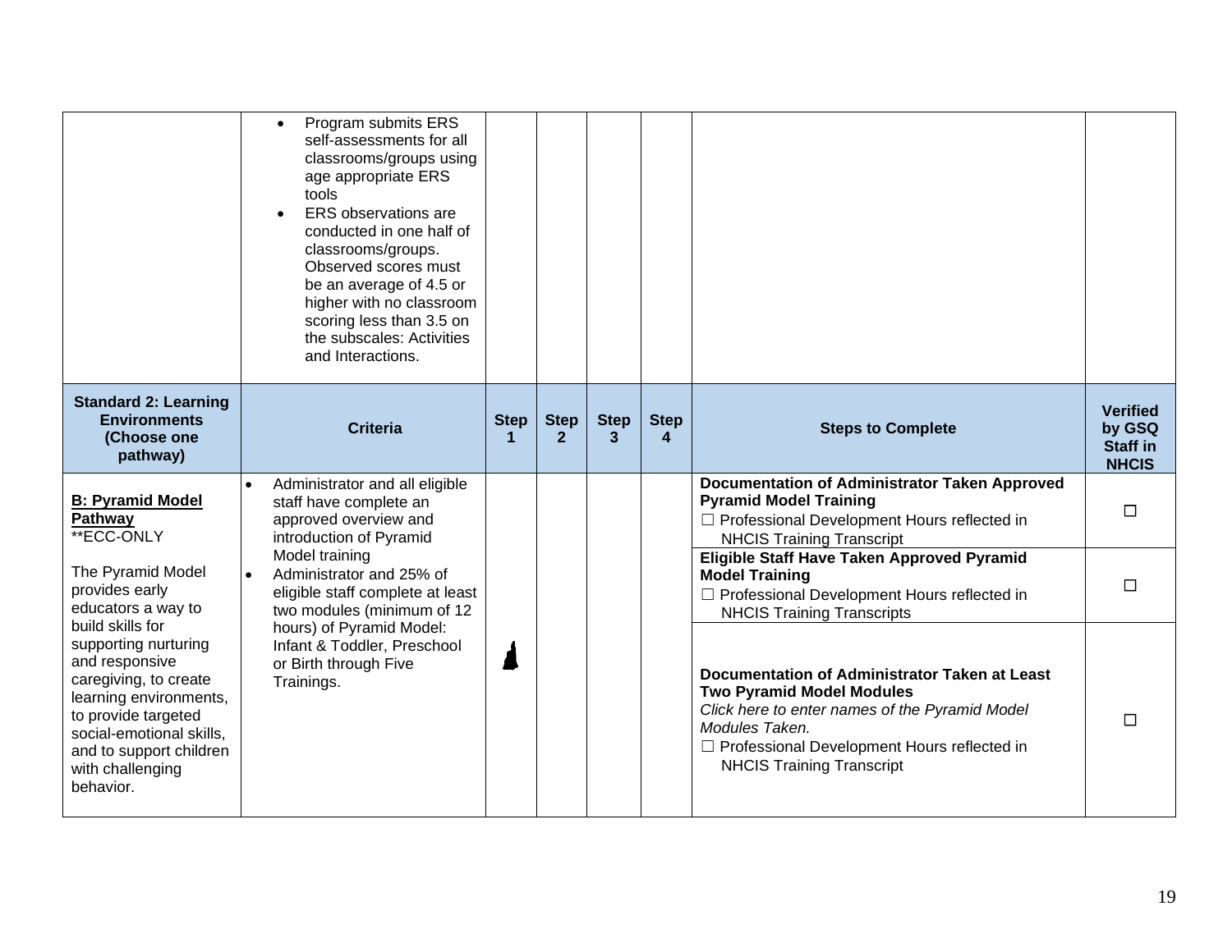| | Criteria | Step 1 | Step 2 | Step 3 | Step 4 | Steps to Complete | Verified by GSQ Staff in NHCIS |
|---|---|---|---|---|---|---|---|
| | • Program submits ERS self-assessments for all classrooms/groups using age appropriate ERS tools<br>• ERS observations are conducted in one half of classrooms/groups. Observed scores must be an average of 4.5 or higher with no classroom scoring less than 3.5 on the subscales: Activities and Interactions. | | | | | | |

| **Standard 2: Learning Environments (Choose one pathway)** | **Criteria** | **Step 1** | **Step 2** | **Step 3** | **Step 4** | **Steps to Complete** | **Verified by GSQ Staff in NHCIS** |
|---|---|---|---|---|---|---|---|
| **B: Pyramid Model Pathway** **ECC-ONLY<br><br>The Pyramid Model provides early educators a way to build skills for supporting nurturing and responsive caregiving, to create learning environments, to provide targeted social-emotional skills, and to support children with challenging behavior. | • Administrator and all eligible staff have complete an approved overview and introduction of Pyramid Model training<br>• Administrator and 25% of eligible staff complete at least two modules (minimum of 12 hours) of Pyramid Model: Infant & Toddler, Preschool or Birth through Five Trainings. | ■ | | | | **Documentation of Administrator Taken Approved Pyramid Model Training**<br>☐ Professional Development Hours reflected in NHCIS Training Transcript | ☐ |
| | | | | | | **Eligible Staff Have Taken Approved Pyramid Model Training**<br>☐ Professional Development Hours reflected in NHCIS Training Transcripts | ☐ |
| | | | | | | **Documentation of Administrator Taken at Least Two Pyramid Model Modules**<br>*Click here to enter names of the Pyramid Model Modules Taken.*<br>☐ Professional Development Hours reflected in NHCIS Training Transcript | ☐ |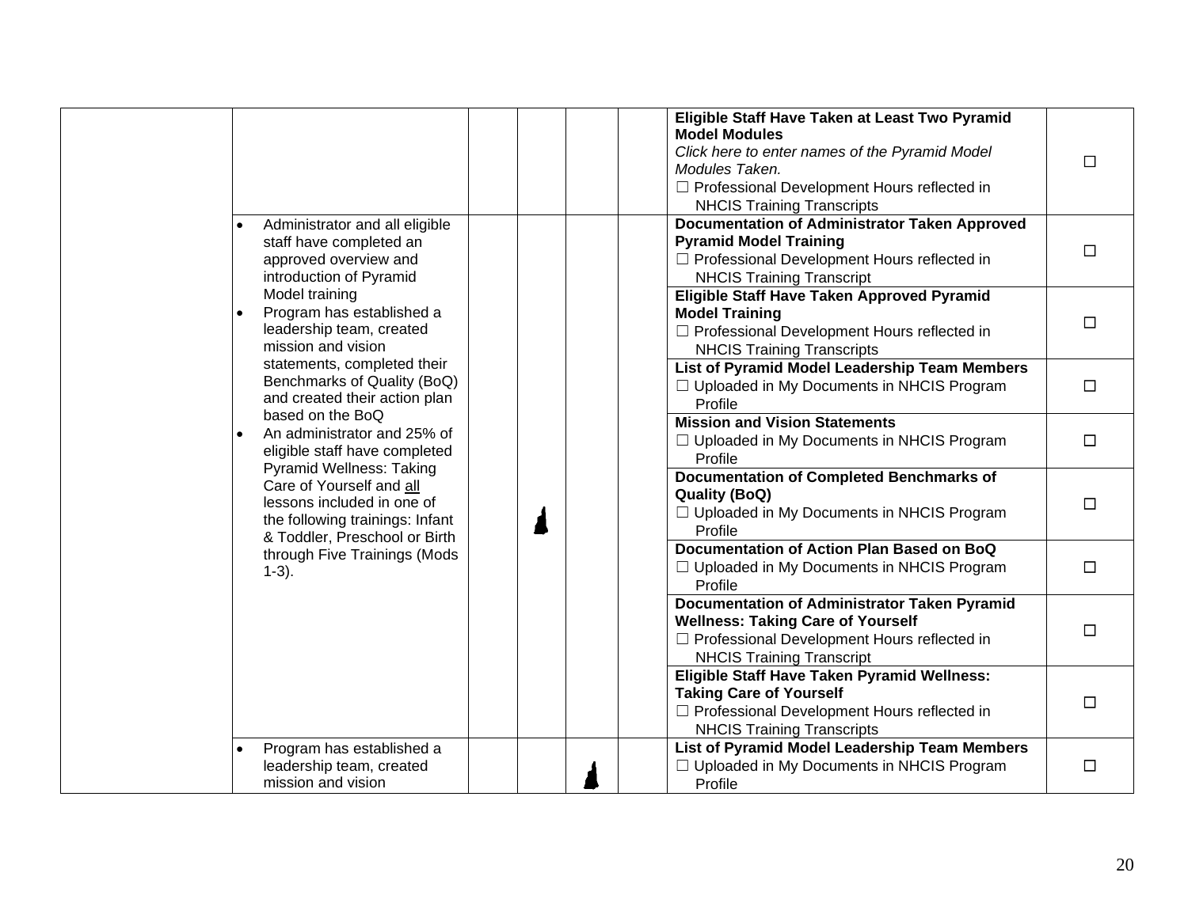| | | | | | | | |
|---|---|---|---|---|---|---|---|
| | | | | | | **Eligible Staff Have Taken at Least Two Pyramid Model Modules**<br>*Click here to enter names of the Pyramid Model Modules Taken.*<br>☐ Professional Development Hours reflected in NHCIS Training Transcripts | ☐ |
| | • Administrator and all eligible staff have completed an approved overview and introduction of Pyramid Model training<br>• Program has established a leadership team, created mission and vision statements, completed their Benchmarks of Quality (BoQ) and created their action plan based on the BoQ<br>• An administrator and 25% of eligible staff have completed Pyramid Wellness: Taking Care of Yourself and all lessons included in one of the following trainings: Infant & Toddler, Preschool or Birth through Five Trainings (Mods 1-3). | | ▲ | | | **Documentation of Administrator Taken Approved Pyramid Model Training**<br>☐ Professional Development Hours reflected in NHCIS Training Transcript | ☐ |
| | | | | | | **Eligible Staff Have Taken Approved Pyramid Model Training**<br>☐ Professional Development Hours reflected in NHCIS Training Transcripts | ☐ |
| | | | | | | **List of Pyramid Model Leadership Team Members**<br>☐ Uploaded in My Documents in NHCIS Program Profile | ☐ |
| | | | | | | **Mission and Vision Statements**<br>☐ Uploaded in My Documents in NHCIS Program Profile | ☐ |
| | | | | | | **Documentation of Completed Benchmarks of Quality (BoQ)**<br>☐ Uploaded in My Documents in NHCIS Program Profile | ☐ |
| | | | | | | **Documentation of Action Plan Based on BoQ**<br>☐ Uploaded in My Documents in NHCIS Program Profile | ☐ |
| | | | | | | **Documentation of Administrator Taken Pyramid Wellness: Taking Care of Yourself**<br>☐ Professional Development Hours reflected in NHCIS Training Transcript | ☐ |
| | | | | | | **Eligible Staff Have Taken Pyramid Wellness: Taking Care of Yourself**<br>☐ Professional Development Hours reflected in NHCIS Training Transcripts | ☐ |
| | • Program has established a leadership team, created mission and vision | | | ▲ | | **List of Pyramid Model Leadership Team Members**<br>☐ Uploaded in My Documents in NHCIS Program Profile | ☐ |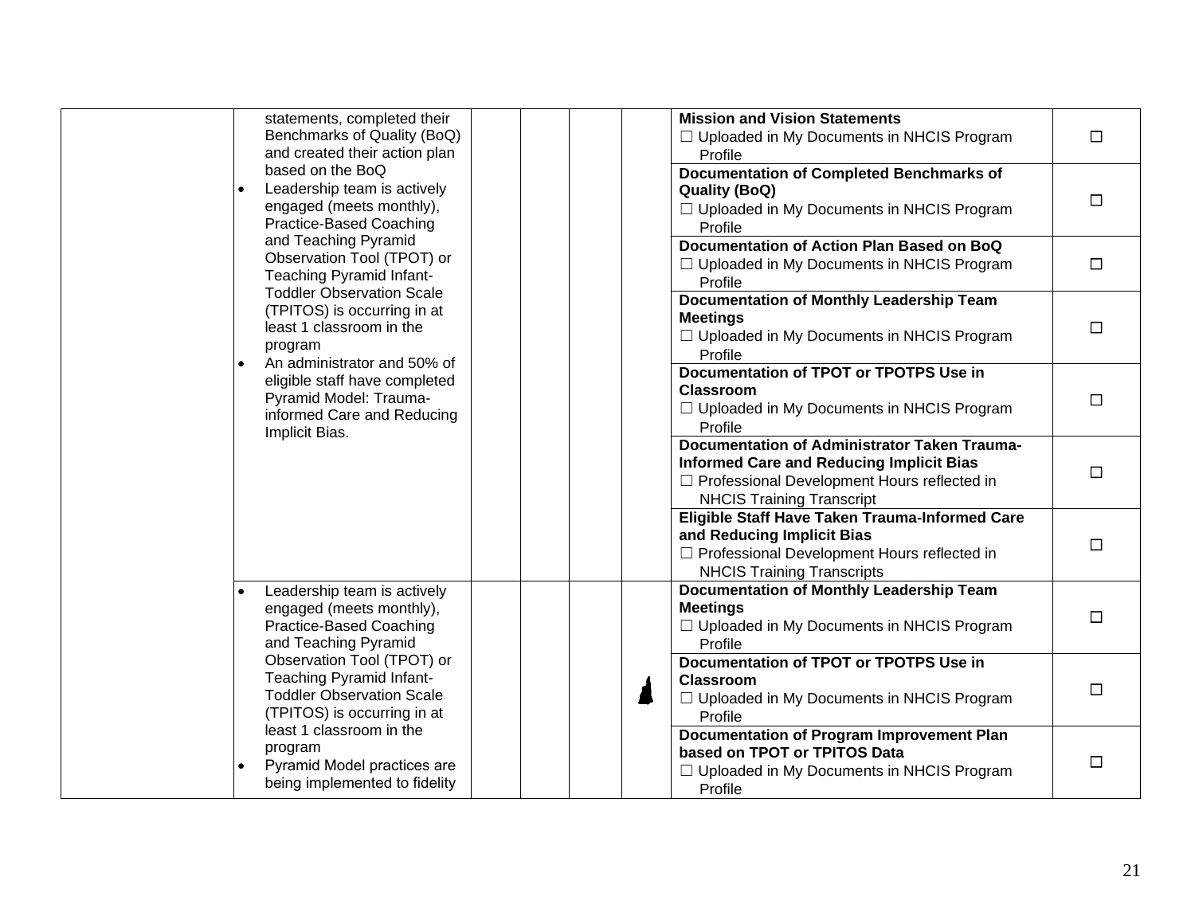| | | | | | | |
|---|---|---|---|---|---|---|
| | statements, completed their Benchmarks of Quality (BoQ) and created their action plan based on the BoQ<br>• Leadership team is actively engaged (meets monthly), Practice-Based Coaching and Teaching Pyramid Observation Tool (TPOT) or Teaching Pyramid Infant-Toddler Observation Scale (TPITOS) is occurring in at least 1 classroom in the program<br>• An administrator and 50% of eligible staff have completed Pyramid Model: Trauma-informed Care and Reducing Implicit Bias. | | | | **Mission and Vision Statements**<br>☐ Uploaded in My Documents in NHCIS Program Profile | ☐ |
| | | | | | **Documentation of Completed Benchmarks of Quality (BoQ)**<br>☐ Uploaded in My Documents in NHCIS Program Profile | ☐ |
| | | | | | **Documentation of Action Plan Based on BoQ**<br>☐ Uploaded in My Documents in NHCIS Program Profile | ☐ |
| | | | | | **Documentation of Monthly Leadership Team Meetings**<br>☐ Uploaded in My Documents in NHCIS Program Profile | ☐ |
| | | | | | **Documentation of TPOT or TPOTPS Use in Classroom**<br>☐ Uploaded in My Documents in NHCIS Program Profile | ☐ |
| | | | | | **Documentation of Administrator Taken Trauma-Informed Care and Reducing Implicit Bias**<br>☐ Professional Development Hours reflected in NHCIS Training Transcript | ☐ |
| | | | | | **Eligible Staff Have Taken Trauma-Informed Care and Reducing Implicit Bias**<br>☐ Professional Development Hours reflected in NHCIS Training Transcripts | ☐ |
| | • Leadership team is actively engaged (meets monthly), Practice-Based Coaching and Teaching Pyramid Observation Tool (TPOT) or Teaching Pyramid Infant-Toddler Observation Scale (TPITOS) is occurring in at least 1 classroom in the program<br>• Pyramid Model practices are being implemented to fidelity | | | | **Documentation of Monthly Leadership Team Meetings**<br>☐ Uploaded in My Documents in NHCIS Program Profile | ☐ |
| | | | | | **Documentation of TPOT or TPOTPS Use in Classroom**<br>☐ Uploaded in My Documents in NHCIS Program Profile | ☐ |
| | | | | | **Documentation of Program Improvement Plan based on TPOT or TPITOS Data**<br>☐ Uploaded in My Documents in NHCIS Program Profile | ☐ |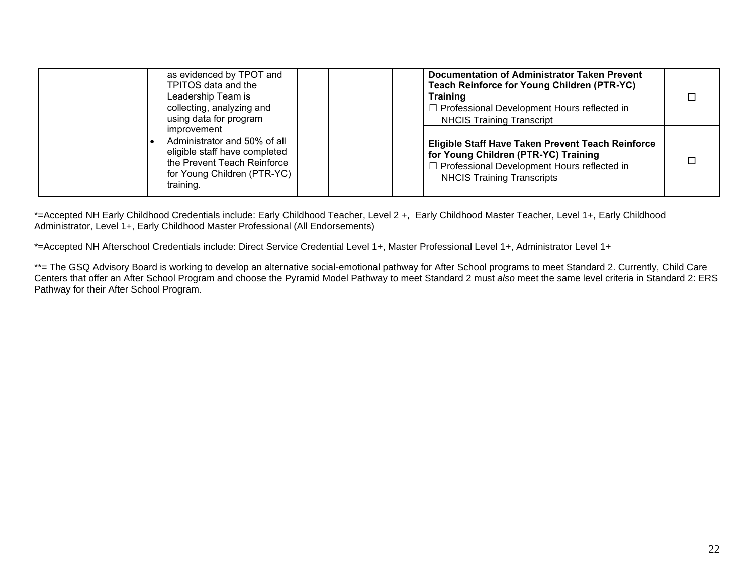| | | | | | | | |
|---|---|---|---|---|---|---|---|
| | as evidenced by TPOT and TPITOS data and the Leadership Team is collecting, analyzing and using data for program improvement<br>• Administrator and 50% of all eligible staff have completed the Prevent Teach Reinforce for Young Children (PTR-YC) training. | | | | | **Documentation of Administrator Taken Prevent Teach Reinforce for Young Children (PTR-YC) Training**<br>☐ Professional Development Hours reflected in NHCIS Training Transcript | ☐ |
| | | | | | | **Eligible Staff Have Taken Prevent Teach Reinforce for Young Children (PTR-YC) Training**<br>☐ Professional Development Hours reflected in NHCIS Training Transcripts | ☐ |

*=Accepted NH Early Childhood Credentials include: Early Childhood Teacher, Level 2 +, Early Childhood Master Teacher, Level 1+, Early Childhood Administrator, Level 1+, Early Childhood Master Professional (All Endorsements)

*=Accepted NH Afterschool Credentials include: Direct Service Credential Level 1+, Master Professional Level 1+, Administrator Level 1+

**= The GSQ Advisory Board is working to develop an alternative social-emotional pathway for After School programs to meet Standard 2. Currently, Child Care Centers that offer an After School Program and choose the Pyramid Model Pathway to meet Standard 2 must *also* meet the same level criteria in Standard 2: ERS Pathway for their After School Program.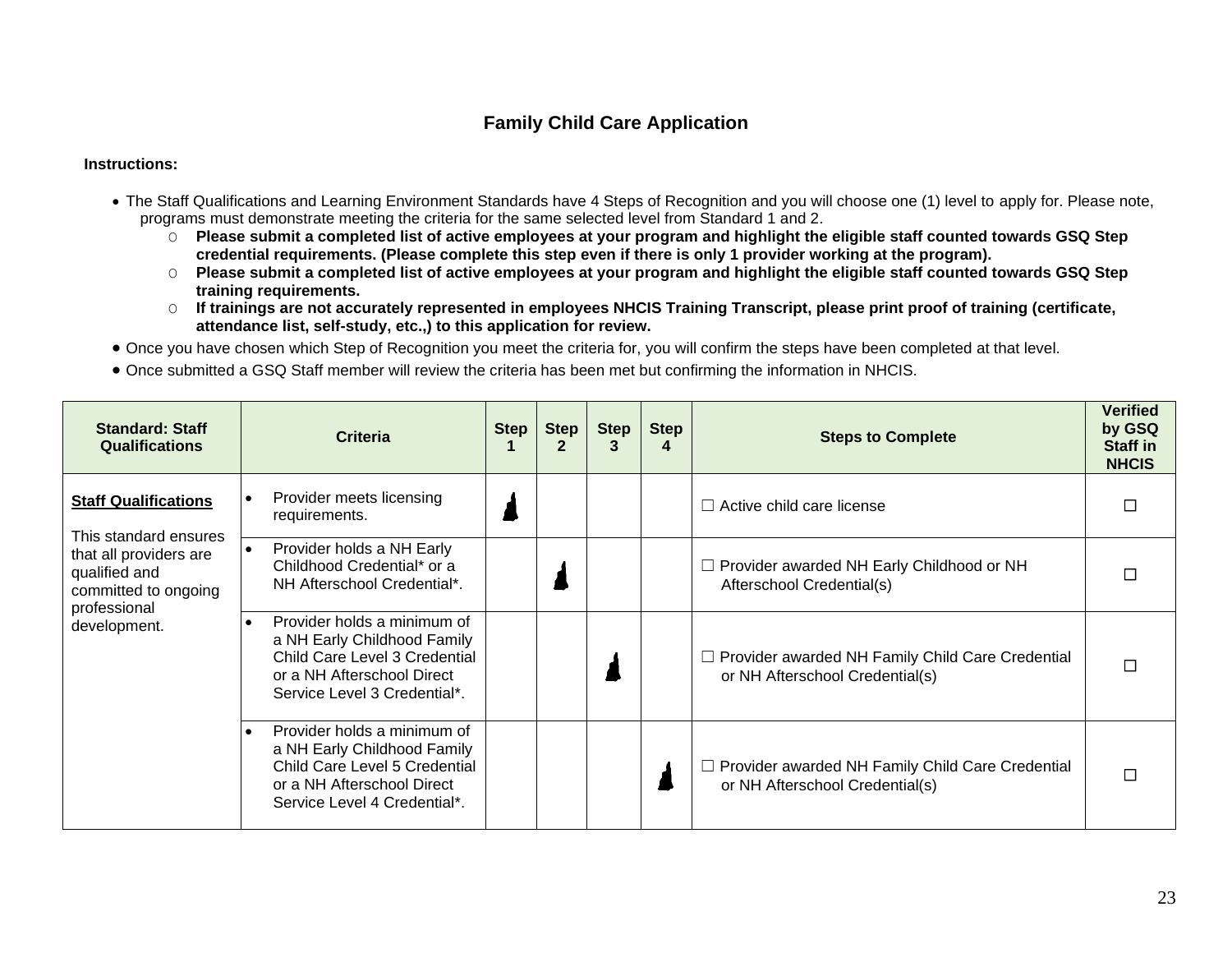## Family Child Care Application

**Instructions:**

- The Staff Qualifications and Learning Environment Standards have 4 Steps of Recognition and you will choose one (1) level to apply for. Please note, programs must demonstrate meeting the criteria for the same selected level from Standard 1 and 2.
  - **Please submit a completed list of active employees at your program and highlight the eligible staff counted towards GSQ Step credential requirements. (Please complete this step even if there is only 1 provider working at the program).**
  - **Please submit a completed list of active employees at your program and highlight the eligible staff counted towards GSQ Step training requirements.**
  - **If trainings are not accurately represented in employees NHCIS Training Transcript, please print proof of training (certificate, attendance list, self-study, etc.,) to this application for review.**
- Once you have chosen which Step of Recognition you meet the criteria for, you will confirm the steps have been completed at that level.
- Once submitted a GSQ Staff member will review the criteria has been met but confirming the information in NHCIS.

| Standard: Staff Qualifications | Criteria | Step 1 | Step 2 | Step 3 | Step 4 | Steps to Complete | Verified by GSQ Staff in NHCIS |
|---|---|---|---|---|---|---|---|
| **Staff Qualifications**<br><br>This standard ensures that all providers are qualified and committed to ongoing professional development. | • Provider meets licensing requirements. | ■ | | | | ☐ Active child care license | ☐ |
| | • Provider holds a NH Early Childhood Credential* or a NH Afterschool Credential*. | | ■ | | | ☐ Provider awarded NH Early Childhood or NH Afterschool Credential(s) | ☐ |
| | • Provider holds a minimum of a NH Early Childhood Family Child Care Level 3 Credential or a NH Afterschool Direct Service Level 3 Credential*. | | | ■ | | ☐ Provider awarded NH Family Child Care Credential or NH Afterschool Credential(s) | ☐ |
| | • Provider holds a minimum of a NH Early Childhood Family Child Care Level 5 Credential or a NH Afterschool Direct Service Level 4 Credential*. | | | | ■ | ☐ Provider awarded NH Family Child Care Credential or NH Afterschool Credential(s) | ☐ |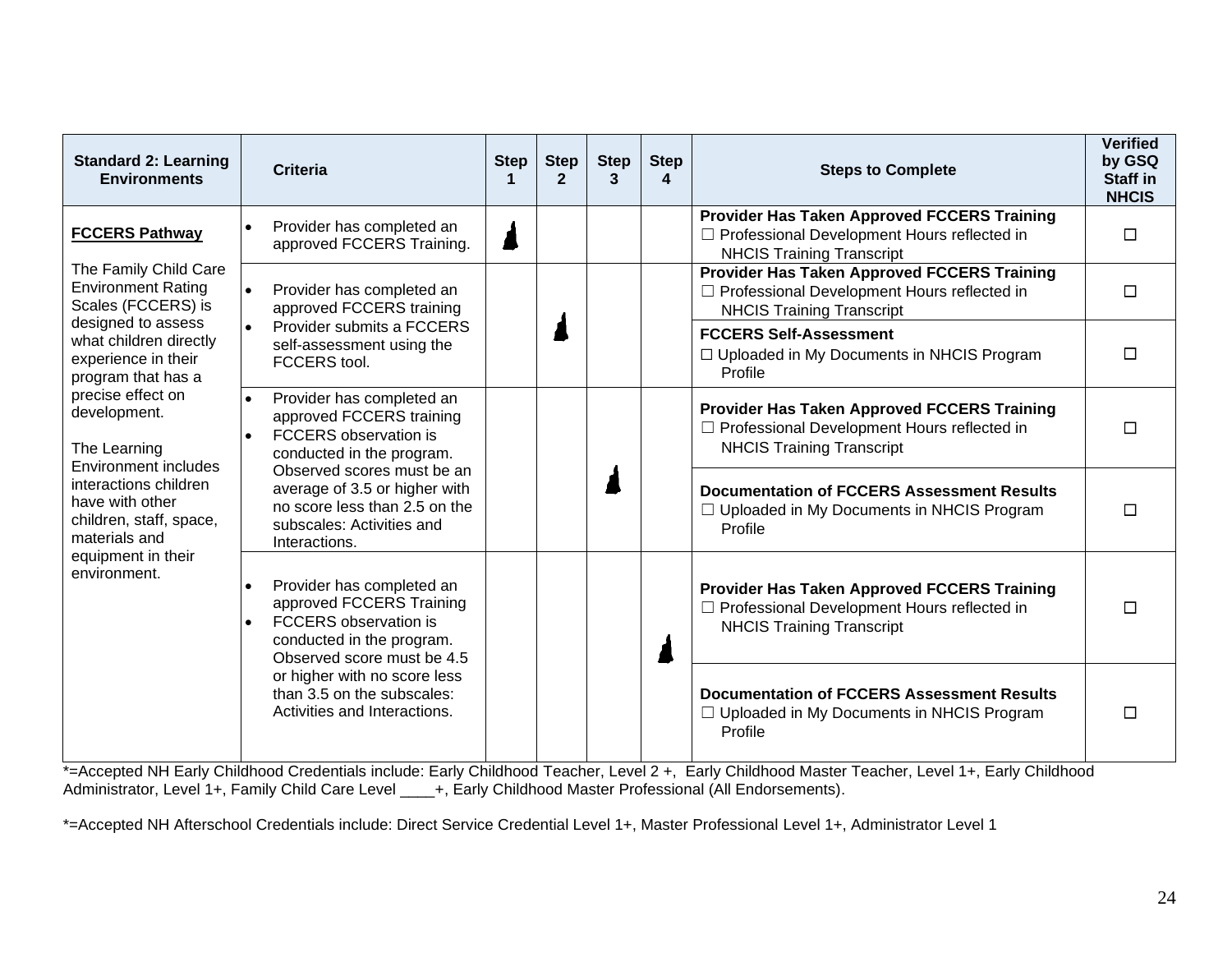| Standard 2: Learning Environments | Criteria | Step 1 | Step 2 | Step 3 | Step 4 | Steps to Complete | Verified by GSQ Staff in NHCIS |
|---|---|---|---|---|---|---|---|
| **FCCERS Pathway**<br><br>The Family Child Care Environment Rating Scales (FCCERS) is designed to assess what children directly experience in their program that has a precise effect on development.<br><br>The Learning Environment includes interactions children have with other children, staff, space, materials and equipment in their environment. | • Provider has completed an approved FCCERS Training. | ✓ | | | | **Provider Has Taken Approved FCCERS Training**<br>☐ Professional Development Hours reflected in NHCIS Training Transcript | ☐ |
| | • Provider has completed an approved FCCERS training<br>• Provider submits a FCCERS self-assessment using the FCCERS tool. | | ✓ | | | **Provider Has Taken Approved FCCERS Training**<br>☐ Professional Development Hours reflected in NHCIS Training Transcript | ☐ |
| | | | | | | **FCCERS Self-Assessment**<br>☐ Uploaded in My Documents in NHCIS Program Profile | ☐ |
| | • Provider has completed an approved FCCERS training<br>• FCCERS observation is conducted in the program. Observed scores must be an average of 3.5 or higher with no score less than 2.5 on the subscales: Activities and Interactions. | | | ✓ | | **Provider Has Taken Approved FCCERS Training**<br>☐ Professional Development Hours reflected in NHCIS Training Transcript | ☐ |
| | | | | | | **Documentation of FCCERS Assessment Results**<br>☐ Uploaded in My Documents in NHCIS Program Profile | ☐ |
| | • Provider has completed an approved FCCERS Training<br>• FCCERS observation is conducted in the program. Observed score must be 4.5 or higher with no score less than 3.5 on the subscales: Activities and Interactions. | | | | ✓ | **Provider Has Taken Approved FCCERS Training**<br>☐ Professional Development Hours reflected in NHCIS Training Transcript | ☐ |
| | | | | | | **Documentation of FCCERS Assessment Results**<br>☐ Uploaded in My Documents in NHCIS Program Profile | ☐ |

*=Accepted NH Early Childhood Credentials include: Early Childhood Teacher, Level 2 +, Early Childhood Master Teacher, Level 1+, Early Childhood Administrator, Level 1+, Family Child Care Level ____+, Early Childhood Master Professional (All Endorsements).

*=Accepted NH Afterschool Credentials include: Direct Service Credential Level 1+, Master Professional Level 1+, Administrator Level 1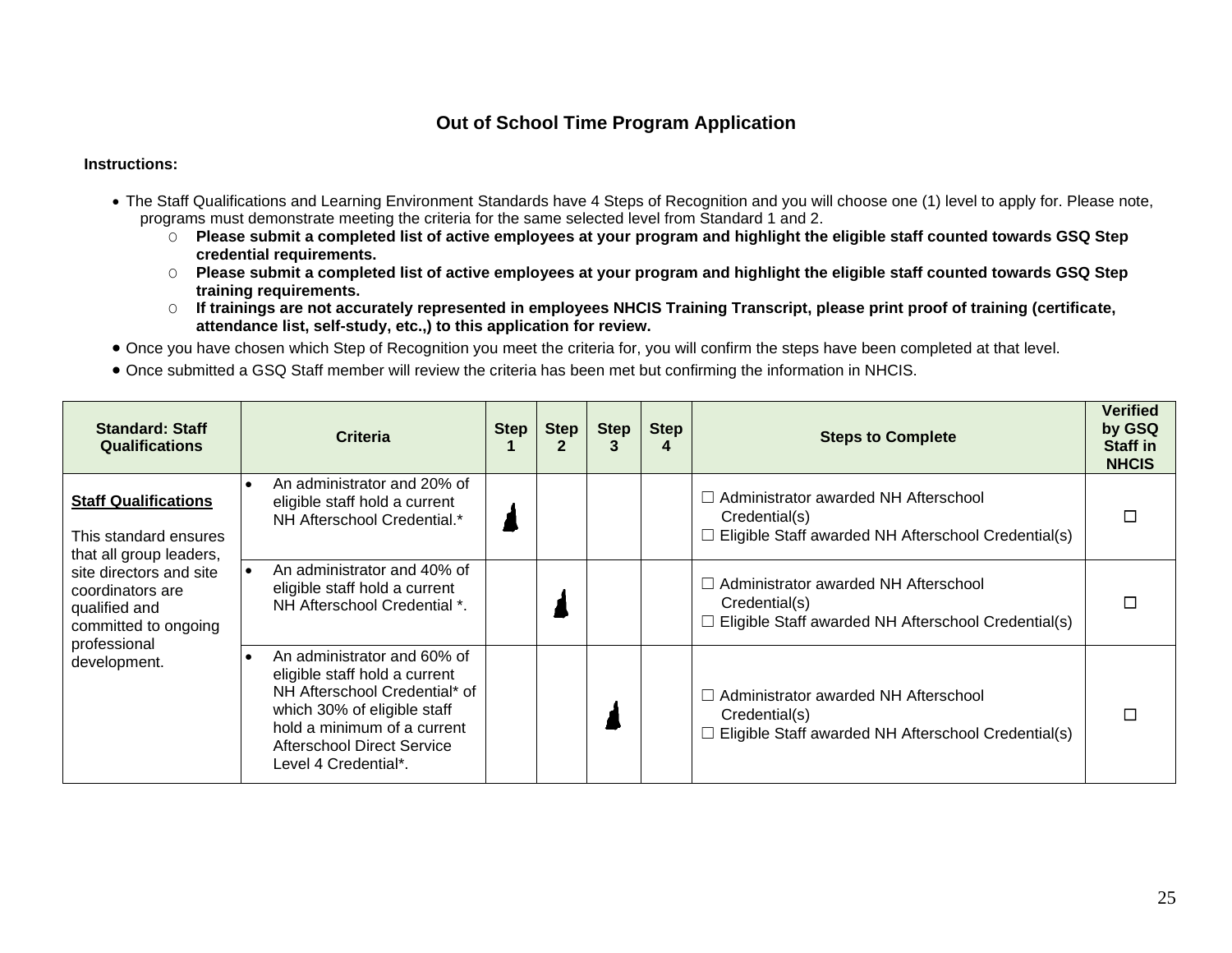## Out of School Time Program Application

**Instructions:**

- The Staff Qualifications and Learning Environment Standards have 4 Steps of Recognition and you will choose one (1) level to apply for. Please note, programs must demonstrate meeting the criteria for the same selected level from Standard 1 and 2.
  - **Please submit a completed list of active employees at your program and highlight the eligible staff counted towards GSQ Step credential requirements.**
  - **Please submit a completed list of active employees at your program and highlight the eligible staff counted towards GSQ Step training requirements.**
  - **If trainings are not accurately represented in employees NHCIS Training Transcript, please print proof of training (certificate, attendance list, self-study, etc.,) to this application for review.**
- Once you have chosen which Step of Recognition you meet the criteria for, you will confirm the steps have been completed at that level.
- Once submitted a GSQ Staff member will review the criteria has been met but confirming the information in NHCIS.

| Standard: Staff Qualifications | Criteria | Step 1 | Step 2 | Step 3 | Step 4 | Steps to Complete | Verified by GSQ Staff in NHCIS |
|---|---|---|---|---|---|---|---|
| **Staff Qualifications**<br><br>This standard ensures that all group leaders, site directors and site coordinators are qualified and committed to ongoing professional development. | • An administrator and 20% of eligible staff hold a current NH Afterschool Credential.* | ■ | | | | ☐ Administrator awarded NH Afterschool Credential(s)<br>☐ Eligible Staff awarded NH Afterschool Credential(s) | ☐ |
| | • An administrator and 40% of eligible staff hold a current NH Afterschool Credential *. | | ■ | | | ☐ Administrator awarded NH Afterschool Credential(s)<br>☐ Eligible Staff awarded NH Afterschool Credential(s) | ☐ |
| | • An administrator and 60% of eligible staff hold a current NH Afterschool Credential* of which 30% of eligible staff hold a minimum of a current Afterschool Direct Service Level 4 Credential*. | | | ■ | | ☐ Administrator awarded NH Afterschool Credential(s)<br>☐ Eligible Staff awarded NH Afterschool Credential(s) | ☐ |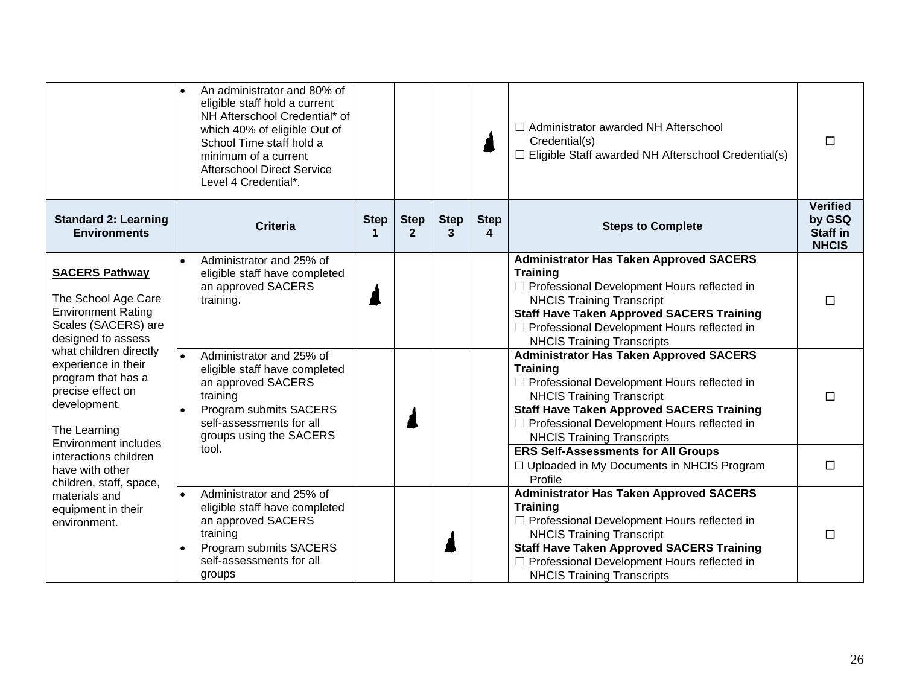| | Criteria | Step 1 | Step 2 | Step 3 | Step 4 | Steps to Complete | Verified by GSQ Staff in NHCIS |
|---|---|---|---|---|---|---|---|
| | • An administrator and 80% of eligible staff hold a current NH Afterschool Credential* of which 40% of eligible Out of School Time staff hold a minimum of a current Afterschool Direct Service Level 4 Credential*. | | | | ▲ | ☐ Administrator awarded NH Afterschool Credential(s)<br>☐ Eligible Staff awarded NH Afterschool Credential(s) | ☐ |
| **Standard 2: Learning Environments** | **Criteria** | **Step 1** | **Step 2** | **Step 3** | **Step 4** | **Steps to Complete** | **Verified by GSQ Staff in NHCIS** |
| **SACERS Pathway**<br><br>The School Age Care Environment Rating Scales (SACERS) are designed to assess what children directly experience in their program that has a precise effect on development.<br><br>The Learning Environment includes interactions children have with other children, staff, space, materials and equipment in their environment. | • Administrator and 25% of eligible staff have completed an approved SACERS training. | ▲ | | | | **Administrator Has Taken Approved SACERS Training**<br>☐ Professional Development Hours reflected in NHCIS Training Transcript<br>**Staff Have Taken Approved SACERS Training**<br>☐ Professional Development Hours reflected in NHCIS Training Transcripts | ☐ |
| | • Administrator and 25% of eligible staff have completed an approved SACERS training<br>• Program submits SACERS self-assessments for all groups using the SACERS tool. | | ▲ | | | **Administrator Has Taken Approved SACERS Training**<br>☐ Professional Development Hours reflected in NHCIS Training Transcript<br>**Staff Have Taken Approved SACERS Training**<br>☐ Professional Development Hours reflected in NHCIS Training Transcripts | ☐ |
| | | | | | | **ERS Self-Assessments for All Groups**<br>☐ Uploaded in My Documents in NHCIS Program Profile | ☐ |
| | • Administrator and 25% of eligible staff have completed an approved SACERS training<br>• Program submits SACERS self-assessments for all groups | | | ▲ | | **Administrator Has Taken Approved SACERS Training**<br>☐ Professional Development Hours reflected in NHCIS Training Transcript<br>**Staff Have Taken Approved SACERS Training**<br>☐ Professional Development Hours reflected in NHCIS Training Transcripts | ☐ |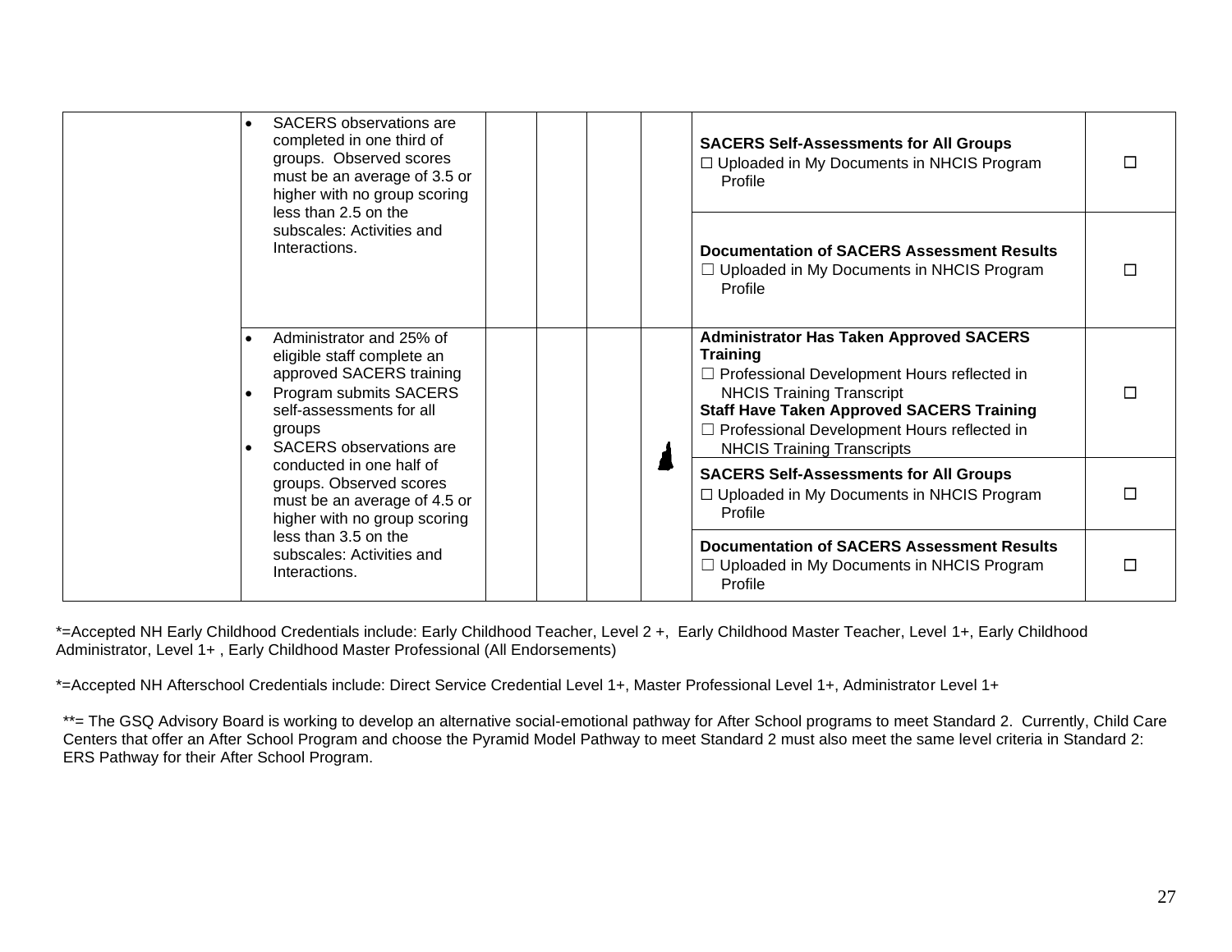| | | | | | | | |
|---|---|---|---|---|---|---|---|
| | • SACERS observations are completed in one third of groups. Observed scores must be an average of 3.5 or higher with no group scoring less than 2.5 on the subscales: Activities and Interactions. | | | | | **SACERS Self-Assessments for All Groups**<br>☐ Uploaded in My Documents in NHCIS Program Profile | ☐ |
| | | | | | | **Documentation of SACERS Assessment Results**<br>☐ Uploaded in My Documents in NHCIS Program Profile | ☐ |
| | • Administrator and 25% of eligible staff complete an approved SACERS training<br>• Program submits SACERS self-assessments for all groups<br>• SACERS observations are conducted in one half of groups. Observed scores must be an average of 4.5 or higher with no group scoring less than 3.5 on the subscales: Activities and Interactions. | | | | | **Administrator Has Taken Approved SACERS Training**<br>☐ Professional Development Hours reflected in NHCIS Training Transcript<br>**Staff Have Taken Approved SACERS Training**<br>☐ Professional Development Hours reflected in NHCIS Training Transcripts | ☐ |
| | | | | | | **SACERS Self-Assessments for All Groups**<br>☐ Uploaded in My Documents in NHCIS Program Profile | ☐ |
| | | | | | | **Documentation of SACERS Assessment Results**<br>☐ Uploaded in My Documents in NHCIS Program Profile | ☐ |

*=Accepted NH Early Childhood Credentials include: Early Childhood Teacher, Level 2 +, Early Childhood Master Teacher, Level 1+, Early Childhood Administrator, Level 1+ , Early Childhood Master Professional (All Endorsements)

*=Accepted NH Afterschool Credentials include: Direct Service Credential Level 1+, Master Professional Level 1+, Administrator Level 1+

**= The GSQ Advisory Board is working to develop an alternative social-emotional pathway for After School programs to meet Standard 2. Currently, Child Care Centers that offer an After School Program and choose the Pyramid Model Pathway to meet Standard 2 must also meet the same level criteria in Standard 2: ERS Pathway for their After School Program.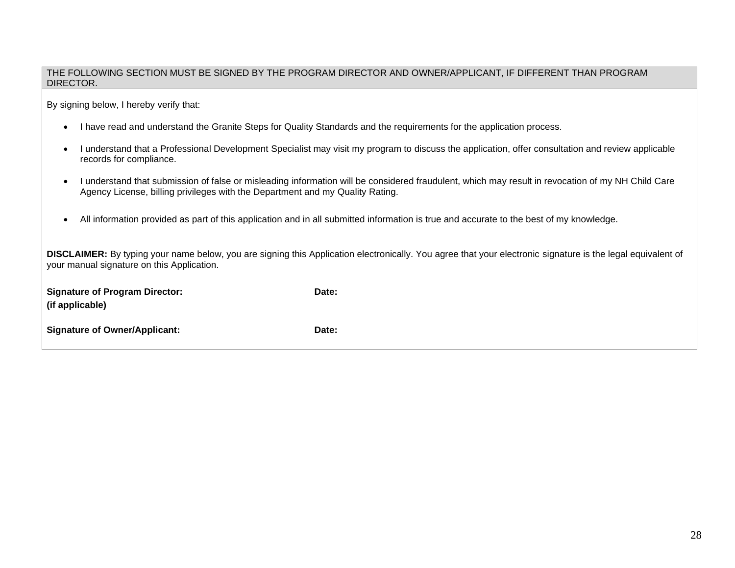THE FOLLOWING SECTION MUST BE SIGNED BY THE PROGRAM DIRECTOR AND OWNER/APPLICANT, IF DIFFERENT THAN PROGRAM DIRECTOR.

By signing below, I hereby verify that:

- I have read and understand the Granite Steps for Quality Standards and the requirements for the application process.
- I understand that a Professional Development Specialist may visit my program to discuss the application, offer consultation and review applicable records for compliance.
- I understand that submission of false or misleading information will be considered fraudulent, which may result in revocation of my NH Child Care Agency License, billing privileges with the Department and my Quality Rating.
- All information provided as part of this application and in all submitted information is true and accurate to the best of my knowledge.

**DISCLAIMER:** By typing your name below, you are signing this Application electronically. You agree that your electronic signature is the legal equivalent of your manual signature on this Application.

**Signature of Program Director:** **Date:**
**(if applicable)**

**Signature of Owner/Applicant:** **Date:**